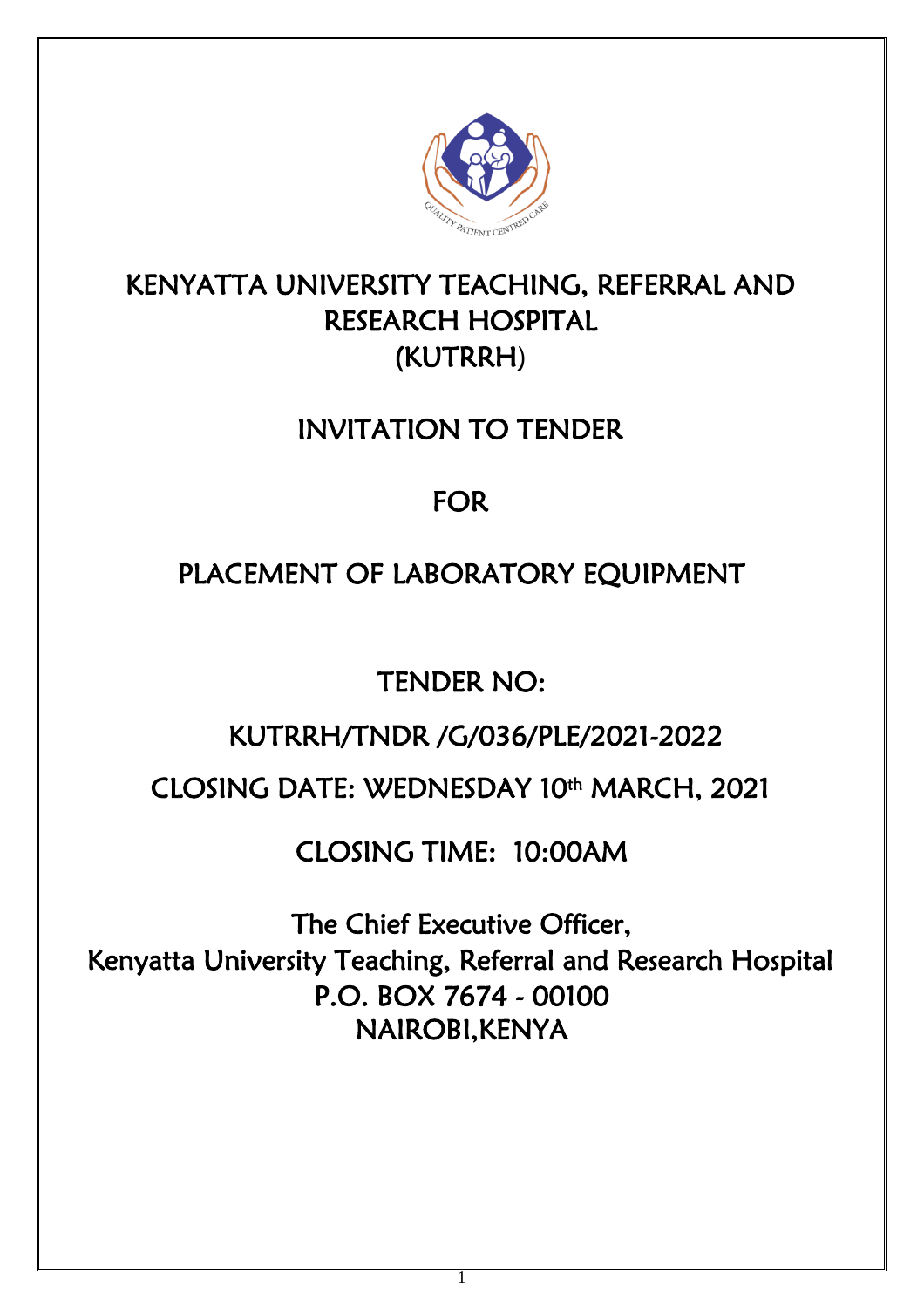# KENYATTA UNIVERSITY TEACHING, REFERRAL AND RESEARCH HOSPITAL (KUTRRH)

## INVITATION TO TENDER

## FOR

## PLACEMENT OF LABORATORY EQUIPMENT

TENDER NO:

KUTRRH/TNDR /G/036/PLE/2021-2022

CLOSING DATE: WEDNESDAY 10th MARCH, 2021

CLOSING TIME: 10:00AM

The Chief Executive Officer,
Kenyatta University Teaching, Referral and Research Hospital
P.O. BOX 7674 - 00100
NAIROBI,KENYA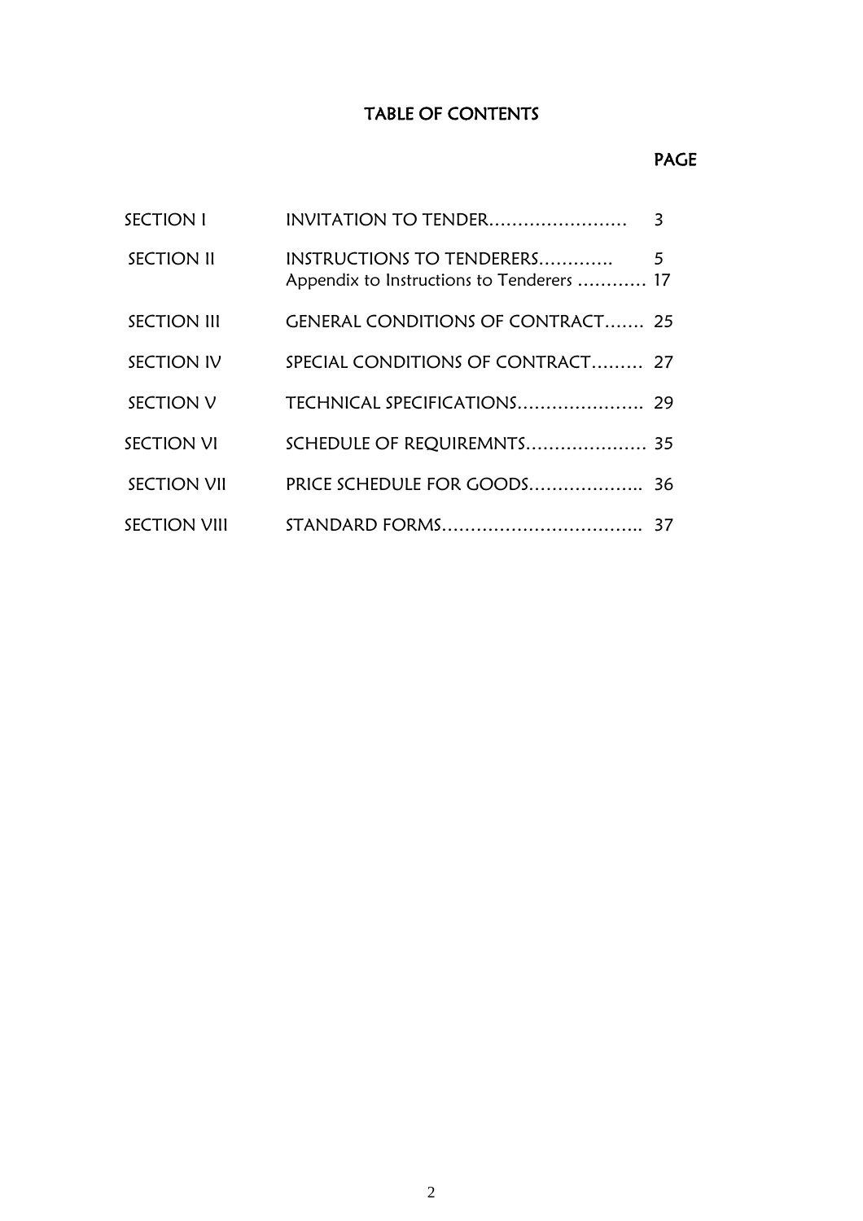# TABLE OF CONTENTS

| | | PAGE |
|---|---|---|
| SECTION I | INVITATION TO TENDER…………………… | 3 |
| SECTION II | INSTRUCTIONS TO TENDERERS…………. | 5 |
| | Appendix to Instructions to Tenderers ………… | 17 |
| SECTION III | GENERAL CONDITIONS OF CONTRACT……. | 25 |
| SECTION IV | SPECIAL CONDITIONS OF CONTRACT……… | 27 |
| SECTION V | TECHNICAL SPECIFICATIONS………………….. | 29 |
| SECTION VI | SCHEDULE OF REQUIREMNTS………………… | 35 |
| SECTION VII | PRICE SCHEDULE FOR GOODS……………….. | 36 |
| SECTION VIII | STANDARD FORMS…………………………….. | 37 |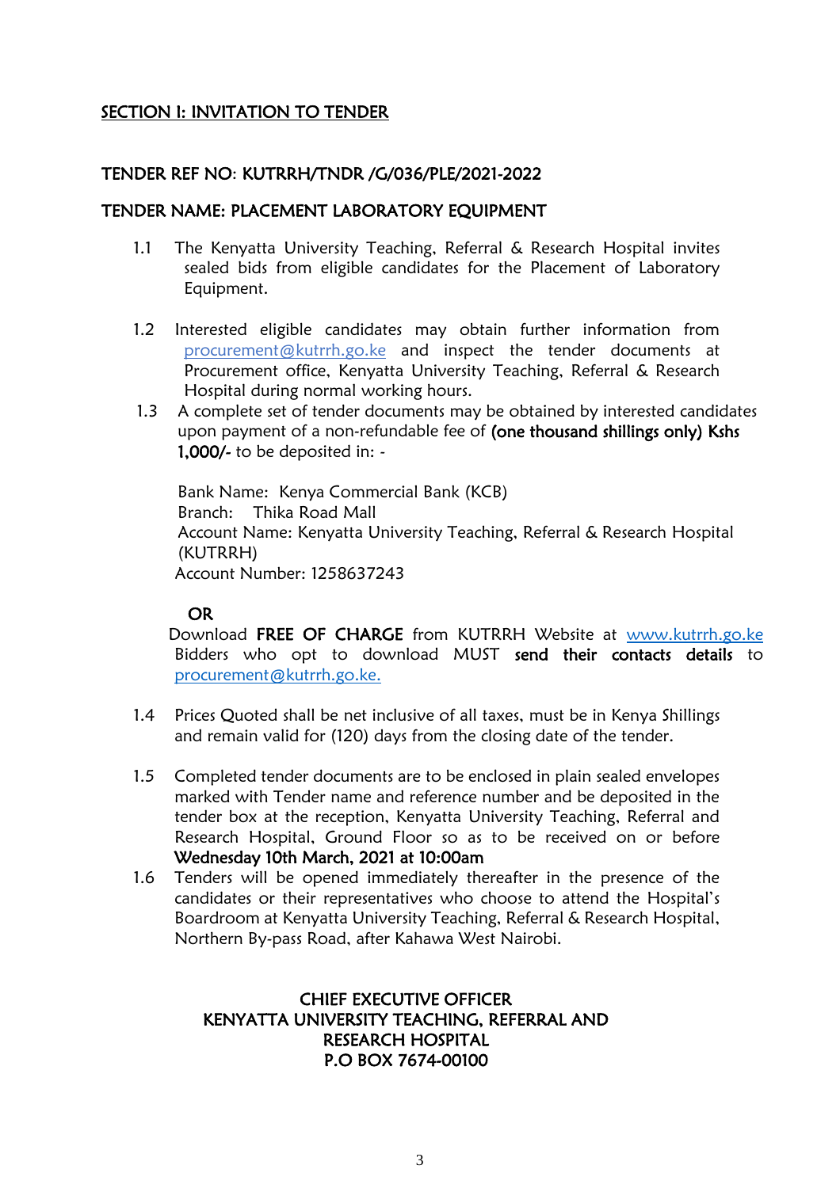## SECTION I: INVITATION TO TENDER

### TENDER REF NO: KUTRRH/TNDR /G/036/PLE/2021-2022

### TENDER NAME: PLACEMENT LABORATORY EQUIPMENT

1.1 The Kenyatta University Teaching, Referral & Research Hospital invites sealed bids from eligible candidates for the Placement of Laboratory Equipment.

1.2 Interested eligible candidates may obtain further information from procurement@kutrrh.go.ke and inspect the tender documents at Procurement office, Kenyatta University Teaching, Referral & Research Hospital during normal working hours.

1.3 A complete set of tender documents may be obtained by interested candidates upon payment of a non-refundable fee of **(one thousand shillings only) Kshs 1,000/-** to be deposited in: -

Bank Name: Kenya Commercial Bank (KCB)
Branch: Thika Road Mall
Account Name: Kenyatta University Teaching, Referral & Research Hospital (KUTRRH)
Account Number: 1258637243

**OR**

Download **FREE OF CHARGE** from KUTRRH Website at www.kutrrh.go.ke Bidders who opt to download MUST **send their contacts details** to procurement@kutrrh.go.ke.

1.4 Prices Quoted shall be net inclusive of all taxes, must be in Kenya Shillings and remain valid for (120) days from the closing date of the tender.

1.5 Completed tender documents are to be enclosed in plain sealed envelopes marked with Tender name and reference number and be deposited in the tender box at the reception, Kenyatta University Teaching, Referral and Research Hospital, Ground Floor so as to be received on or before **Wednesday 10th March, 2021 at 10:00am**

1.6 Tenders will be opened immediately thereafter in the presence of the candidates or their representatives who choose to attend the Hospital's Boardroom at Kenyatta University Teaching, Referral & Research Hospital, Northern By-pass Road, after Kahawa West Nairobi.

**CHIEF EXECUTIVE OFFICER**
**KENYATTA UNIVERSITY TEACHING, REFERRAL AND RESEARCH HOSPITAL**
**P.O BOX 7674-00100**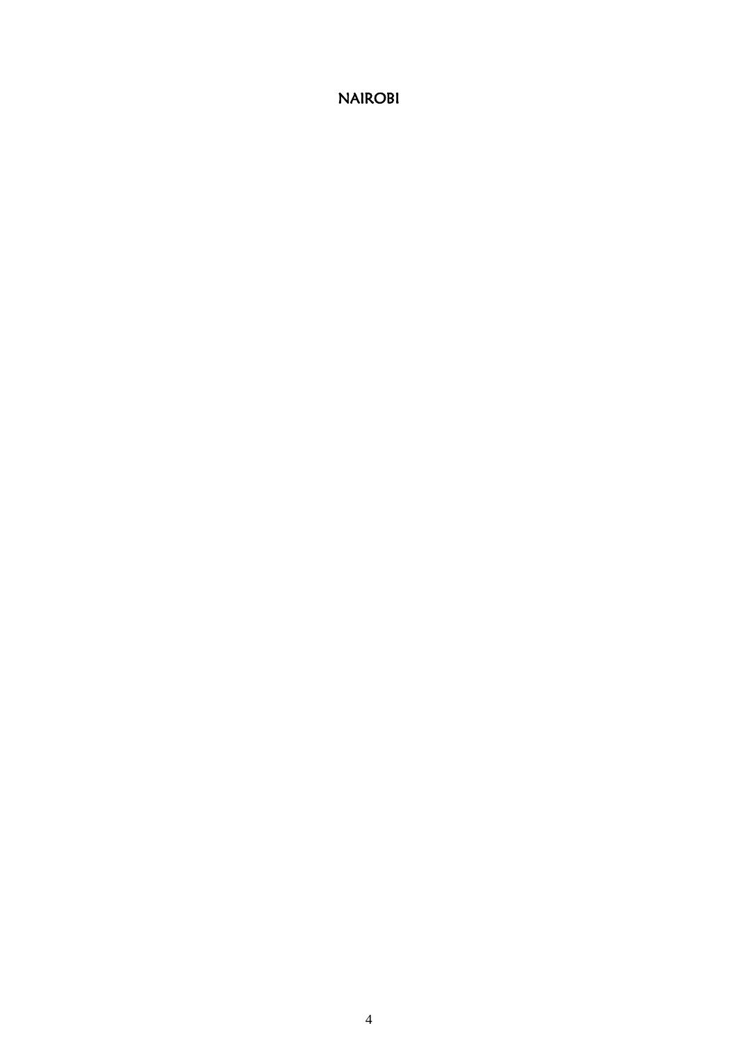NAIROBI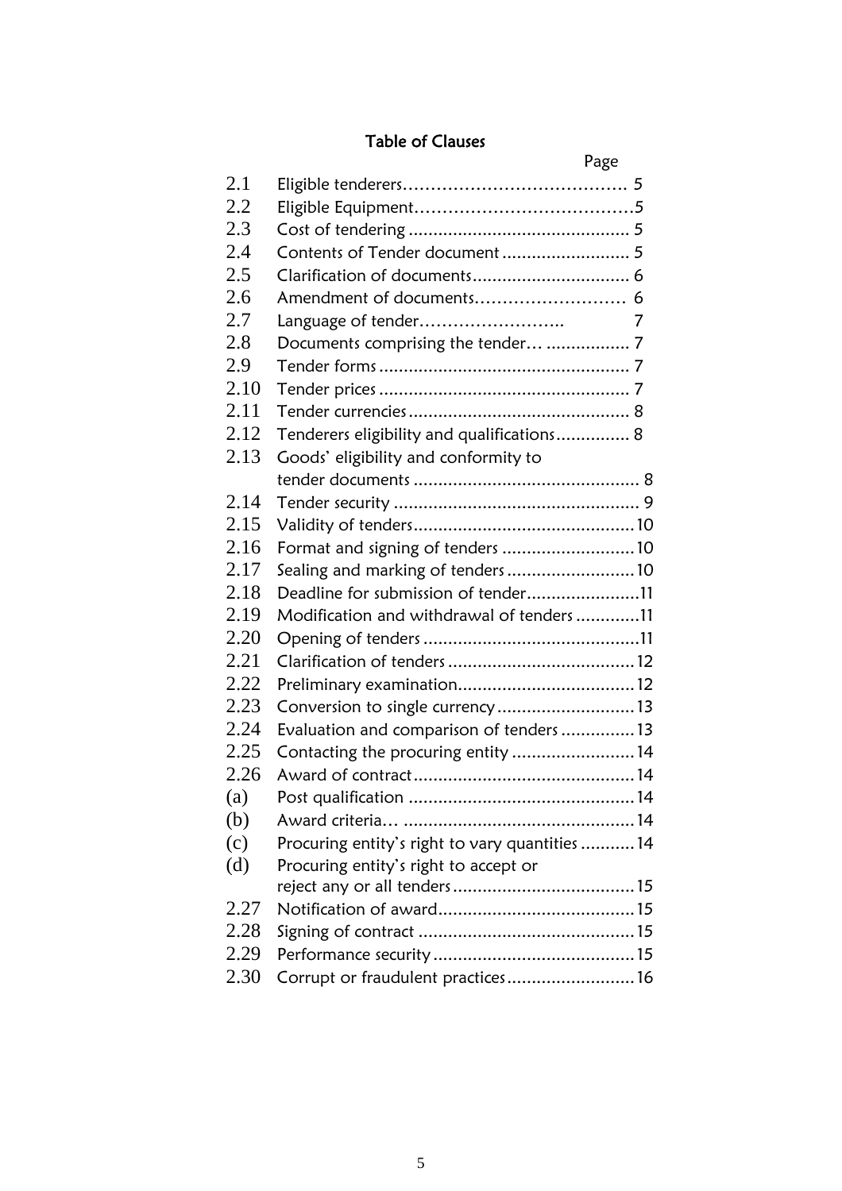## Table of Clauses

| | | Page |
|---|---|---|
| 2.1 | Eligible tenderers | 5 |
| 2.2 | Eligible Equipment | 5 |
| 2.3 | Cost of tendering | 5 |
| 2.4 | Contents of Tender document | 5 |
| 2.5 | Clarification of documents | 6 |
| 2.6 | Amendment of documents | 6 |
| 2.7 | Language of tender | 7 |
| 2.8 | Documents comprising the tender | 7 |
| 2.9 | Tender forms | 7 |
| 2.10 | Tender prices | 7 |
| 2.11 | Tender currencies | 8 |
| 2.12 | Tenderers eligibility and qualifications | 8 |
| 2.13 | Goods' eligibility and conformity to tender documents | 8 |
| 2.14 | Tender security | 9 |
| 2.15 | Validity of tenders | 10 |
| 2.16 | Format and signing of tenders | 10 |
| 2.17 | Sealing and marking of tenders | 10 |
| 2.18 | Deadline for submission of tender | 11 |
| 2.19 | Modification and withdrawal of tenders | 11 |
| 2.20 | Opening of tenders | 11 |
| 2.21 | Clarification of tenders | 12 |
| 2.22 | Preliminary examination | 12 |
| 2.23 | Conversion to single currency | 13 |
| 2.24 | Evaluation and comparison of tenders | 13 |
| 2.25 | Contacting the procuring entity | 14 |
| 2.26 | Award of contract | 14 |
| (a) | Post qualification | 14 |
| (b) | Award criteria | 14 |
| (c) | Procuring entity's right to vary quantities | 14 |
| (d) | Procuring entity's right to accept or reject any or all tenders | 15 |
| 2.27 | Notification of award | 15 |
| 2.28 | Signing of contract | 15 |
| 2.29 | Performance security | 15 |
| 2.30 | Corrupt or fraudulent practices | 16 |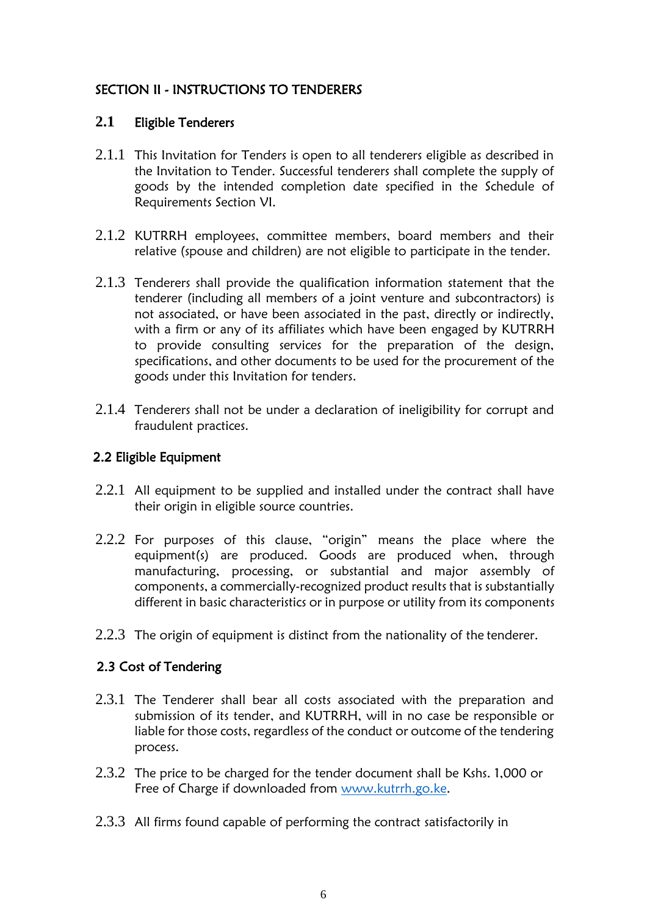## SECTION II - INSTRUCTIONS TO TENDERERS

### 2.1 Eligible Tenderers

2.1.1 This Invitation for Tenders is open to all tenderers eligible as described in the Invitation to Tender. Successful tenderers shall complete the supply of goods by the intended completion date specified in the Schedule of Requirements Section VI.

2.1.2 KUTRRH employees, committee members, board members and their relative (spouse and children) are not eligible to participate in the tender.

2.1.3 Tenderers shall provide the qualification information statement that the tenderer (including all members of a joint venture and subcontractors) is not associated, or have been associated in the past, directly or indirectly, with a firm or any of its affiliates which have been engaged by KUTRRH to provide consulting services for the preparation of the design, specifications, and other documents to be used for the procurement of the goods under this Invitation for tenders.

2.1.4 Tenderers shall not be under a declaration of ineligibility for corrupt and fraudulent practices.

### 2.2 Eligible Equipment

2.2.1 All equipment to be supplied and installed under the contract shall have their origin in eligible source countries.

2.2.2 For purposes of this clause, "origin" means the place where the equipment(s) are produced. Goods are produced when, through manufacturing, processing, or substantial and major assembly of components, a commercially-recognized product results that is substantially different in basic characteristics or in purpose or utility from its components

2.2.3 The origin of equipment is distinct from the nationality of the tenderer.

### 2.3 Cost of Tendering

2.3.1 The Tenderer shall bear all costs associated with the preparation and submission of its tender, and KUTRRH, will in no case be responsible or liable for those costs, regardless of the conduct or outcome of the tendering process.

2.3.2 The price to be charged for the tender document shall be Kshs. 1,000 or Free of Charge if downloaded from www.kutrrh.go.ke.

2.3.3 All firms found capable of performing the contract satisfactorily in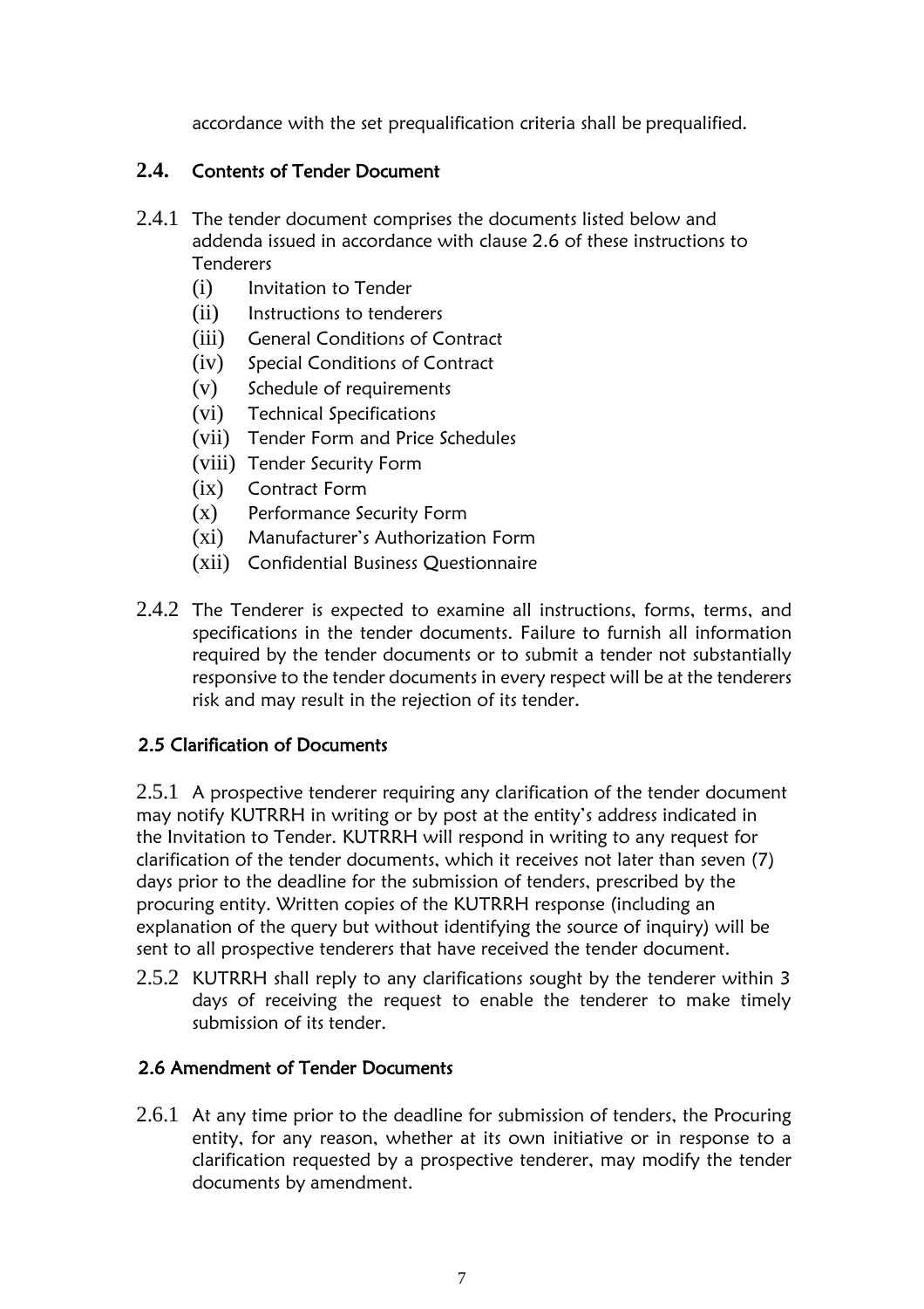accordance with the set prequalification criteria shall be prequalified.

## 2.4. Contents of Tender Document

2.4.1 The tender document comprises the documents listed below and addenda issued in accordance with clause 2.6 of these instructions to Tenderers

- (i) Invitation to Tender
- (ii) Instructions to tenderers
- (iii) General Conditions of Contract
- (iv) Special Conditions of Contract
- (v) Schedule of requirements
- (vi) Technical Specifications
- (vii) Tender Form and Price Schedules
- (viii) Tender Security Form
- (ix) Contract Form
- (x) Performance Security Form
- (xi) Manufacturer's Authorization Form
- (xii) Confidential Business Questionnaire

2.4.2 The Tenderer is expected to examine all instructions, forms, terms, and specifications in the tender documents. Failure to furnish all information required by the tender documents or to submit a tender not substantially responsive to the tender documents in every respect will be at the tenderers risk and may result in the rejection of its tender.

## 2.5 Clarification of Documents

2.5.1 A prospective tenderer requiring any clarification of the tender document may notify KUTRRH in writing or by post at the entity's address indicated in the Invitation to Tender. KUTRRH will respond in writing to any request for clarification of the tender documents, which it receives not later than seven (7) days prior to the deadline for the submission of tenders, prescribed by the procuring entity. Written copies of the KUTRRH response (including an explanation of the query but without identifying the source of inquiry) will be sent to all prospective tenderers that have received the tender document.

2.5.2 KUTRRH shall reply to any clarifications sought by the tenderer within 3 days of receiving the request to enable the tenderer to make timely submission of its tender.

## 2.6 Amendment of Tender Documents

2.6.1 At any time prior to the deadline for submission of tenders, the Procuring entity, for any reason, whether at its own initiative or in response to a clarification requested by a prospective tenderer, may modify the tender documents by amendment.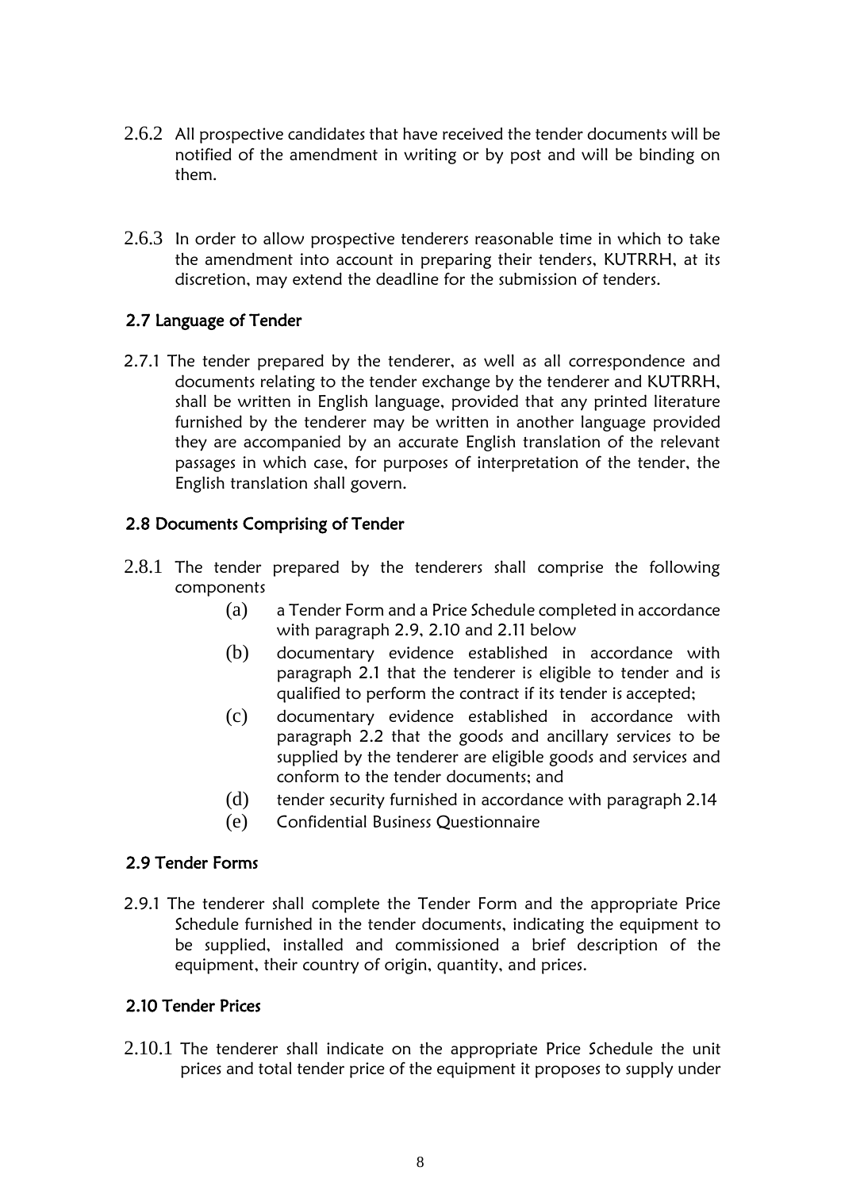2.6.2 All prospective candidates that have received the tender documents will be notified of the amendment in writing or by post and will be binding on them.

2.6.3 In order to allow prospective tenderers reasonable time in which to take the amendment into account in preparing their tenders, KUTRRH, at its discretion, may extend the deadline for the submission of tenders.

## 2.7 Language of Tender

2.7.1 The tender prepared by the tenderer, as well as all correspondence and documents relating to the tender exchange by the tenderer and KUTRRH, shall be written in English language, provided that any printed literature furnished by the tenderer may be written in another language provided they are accompanied by an accurate English translation of the relevant passages in which case, for purposes of interpretation of the tender, the English translation shall govern.

## 2.8 Documents Comprising of Tender

2.8.1 The tender prepared by the tenderers shall comprise the following components

- (a) a Tender Form and a Price Schedule completed in accordance with paragraph 2.9, 2.10 and 2.11 below
- (b) documentary evidence established in accordance with paragraph 2.1 that the tenderer is eligible to tender and is qualified to perform the contract if its tender is accepted;
- (c) documentary evidence established in accordance with paragraph 2.2 that the goods and ancillary services to be supplied by the tenderer are eligible goods and services and conform to the tender documents; and
- (d) tender security furnished in accordance with paragraph 2.14
- (e) Confidential Business Questionnaire

## 2.9 Tender Forms

2.9.1 The tenderer shall complete the Tender Form and the appropriate Price Schedule furnished in the tender documents, indicating the equipment to be supplied, installed and commissioned a brief description of the equipment, their country of origin, quantity, and prices.

## 2.10 Tender Prices

2.10.1 The tenderer shall indicate on the appropriate Price Schedule the unit prices and total tender price of the equipment it proposes to supply under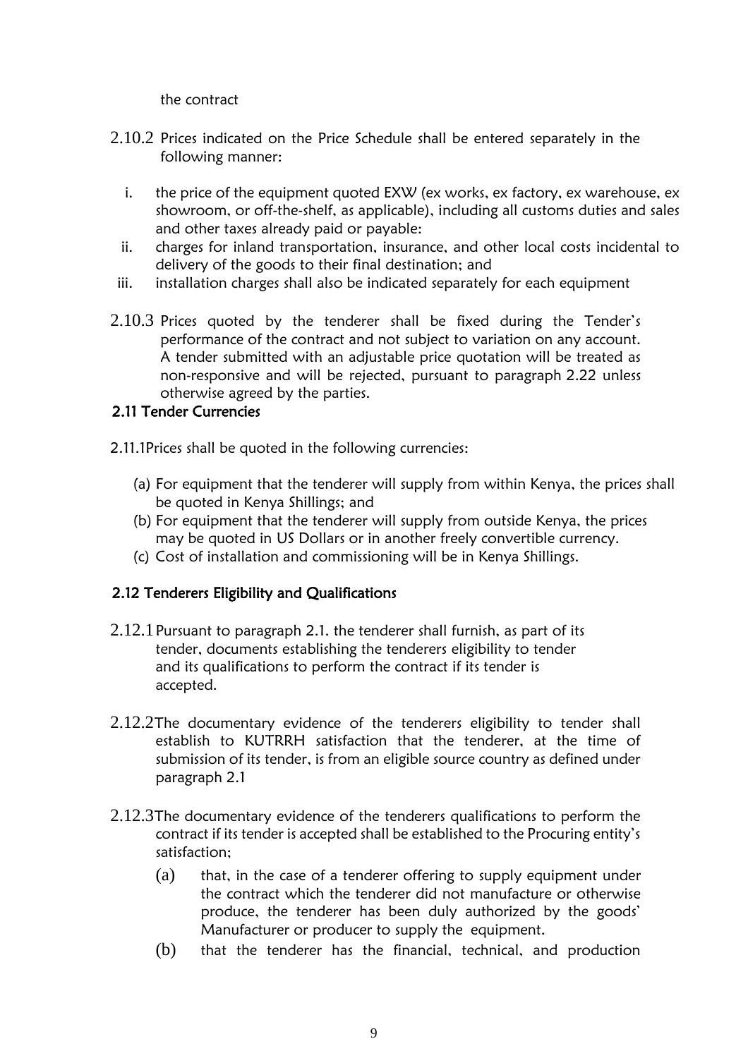the contract

2.10.2 Prices indicated on the Price Schedule shall be entered separately in the following manner:

i. the price of the equipment quoted EXW (ex works, ex factory, ex warehouse, ex showroom, or off-the-shelf, as applicable), including all customs duties and sales and other taxes already paid or payable:
ii. charges for inland transportation, insurance, and other local costs incidental to delivery of the goods to their final destination; and
iii. installation charges shall also be indicated separately for each equipment

2.10.3 Prices quoted by the tenderer shall be fixed during the Tender's performance of the contract and not subject to variation on any account. A tender submitted with an adjustable price quotation will be treated as non-responsive and will be rejected, pursuant to paragraph 2.22 unless otherwise agreed by the parties.

### 2.11 Tender Currencies

2.11.1Prices shall be quoted in the following currencies:

(a) For equipment that the tenderer will supply from within Kenya, the prices shall be quoted in Kenya Shillings; and
(b) For equipment that the tenderer will supply from outside Kenya, the prices may be quoted in US Dollars or in another freely convertible currency.
(c) Cost of installation and commissioning will be in Kenya Shillings.

### 2.12 Tenderers Eligibility and Qualifications

2.12.1 Pursuant to paragraph 2.1. the tenderer shall furnish, as part of its tender, documents establishing the tenderers eligibility to tender and its qualifications to perform the contract if its tender is accepted.

2.12.2The documentary evidence of the tenderers eligibility to tender shall establish to KUTRRH satisfaction that the tenderer, at the time of submission of its tender, is from an eligible source country as defined under paragraph 2.1

2.12.3The documentary evidence of the tenderers qualifications to perform the contract if its tender is accepted shall be established to the Procuring entity's satisfaction;

(a) that, in the case of a tenderer offering to supply equipment under the contract which the tenderer did not manufacture or otherwise produce, the tenderer has been duly authorized by the goods' Manufacturer or producer to supply the equipment.
(b) that the tenderer has the financial, technical, and production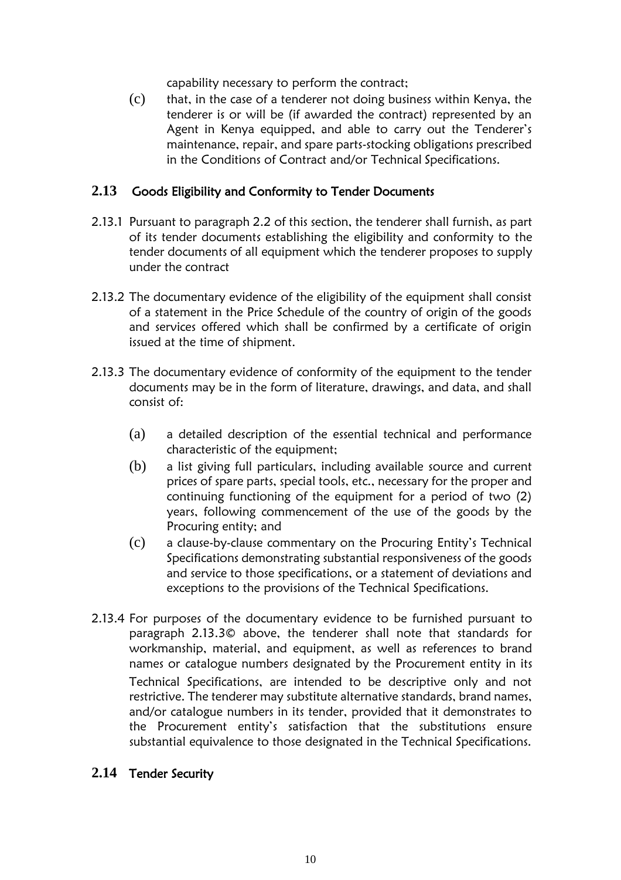capability necessary to perform the contract;

(c) that, in the case of a tenderer not doing business within Kenya, the tenderer is or will be (if awarded the contract) represented by an Agent in Kenya equipped, and able to carry out the Tenderer's maintenance, repair, and spare parts-stocking obligations prescribed in the Conditions of Contract and/or Technical Specifications.

## 2.13 Goods Eligibility and Conformity to Tender Documents

2.13.1 Pursuant to paragraph 2.2 of this section, the tenderer shall furnish, as part of its tender documents establishing the eligibility and conformity to the tender documents of all equipment which the tenderer proposes to supply under the contract

2.13.2 The documentary evidence of the eligibility of the equipment shall consist of a statement in the Price Schedule of the country of origin of the goods and services offered which shall be confirmed by a certificate of origin issued at the time of shipment.

2.13.3 The documentary evidence of conformity of the equipment to the tender documents may be in the form of literature, drawings, and data, and shall consist of:

(a) a detailed description of the essential technical and performance characteristic of the equipment;

(b) a list giving full particulars, including available source and current prices of spare parts, special tools, etc., necessary for the proper and continuing functioning of the equipment for a period of two (2) years, following commencement of the use of the goods by the Procuring entity; and

(c) a clause-by-clause commentary on the Procuring Entity's Technical Specifications demonstrating substantial responsiveness of the goods and service to those specifications, or a statement of deviations and exceptions to the provisions of the Technical Specifications.

2.13.4 For purposes of the documentary evidence to be furnished pursuant to paragraph 2.13.3© above, the tenderer shall note that standards for workmanship, material, and equipment, as well as references to brand names or catalogue numbers designated by the Procurement entity in its Technical Specifications, are intended to be descriptive only and not restrictive. The tenderer may substitute alternative standards, brand names, and/or catalogue numbers in its tender, provided that it demonstrates to the Procurement entity's satisfaction that the substitutions ensure substantial equivalence to those designated in the Technical Specifications.

## 2.14 Tender Security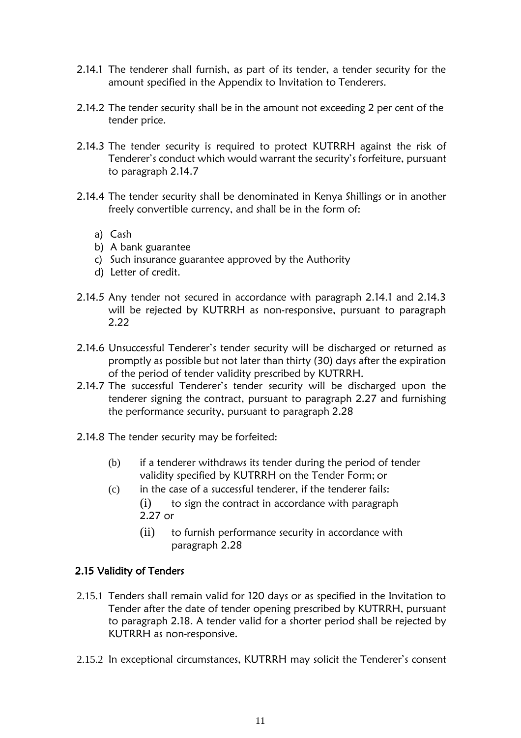2.14.1 The tenderer shall furnish, as part of its tender, a tender security for the amount specified in the Appendix to Invitation to Tenderers.

2.14.2 The tender security shall be in the amount not exceeding 2 per cent of the tender price.

2.14.3 The tender security is required to protect KUTRRH against the risk of Tenderer's conduct which would warrant the security's forfeiture, pursuant to paragraph 2.14.7

2.14.4 The tender security shall be denominated in Kenya Shillings or in another freely convertible currency, and shall be in the form of:

a) Cash
b) A bank guarantee
c) Such insurance guarantee approved by the Authority
d) Letter of credit.

2.14.5 Any tender not secured in accordance with paragraph 2.14.1 and 2.14.3 will be rejected by KUTRRH as non-responsive, pursuant to paragraph 2.22

2.14.6 Unsuccessful Tenderer's tender security will be discharged or returned as promptly as possible but not later than thirty (30) days after the expiration of the period of tender validity prescribed by KUTRRH.

2.14.7 The successful Tenderer's tender security will be discharged upon the tenderer signing the contract, pursuant to paragraph 2.27 and furnishing the performance security, pursuant to paragraph 2.28

2.14.8 The tender security may be forfeited:

(b) if a tenderer withdraws its tender during the period of tender validity specified by KUTRRH on the Tender Form; or

(c) in the case of a successful tenderer, if the tenderer fails:

(i) to sign the contract in accordance with paragraph 2.27 or

(ii) to furnish performance security in accordance with paragraph 2.28

### 2.15 Validity of Tenders

2.15.1 Tenders shall remain valid for 120 days or as specified in the Invitation to Tender after the date of tender opening prescribed by KUTRRH, pursuant to paragraph 2.18. A tender valid for a shorter period shall be rejected by KUTRRH as non-responsive.

2.15.2 In exceptional circumstances, KUTRRH may solicit the Tenderer's consent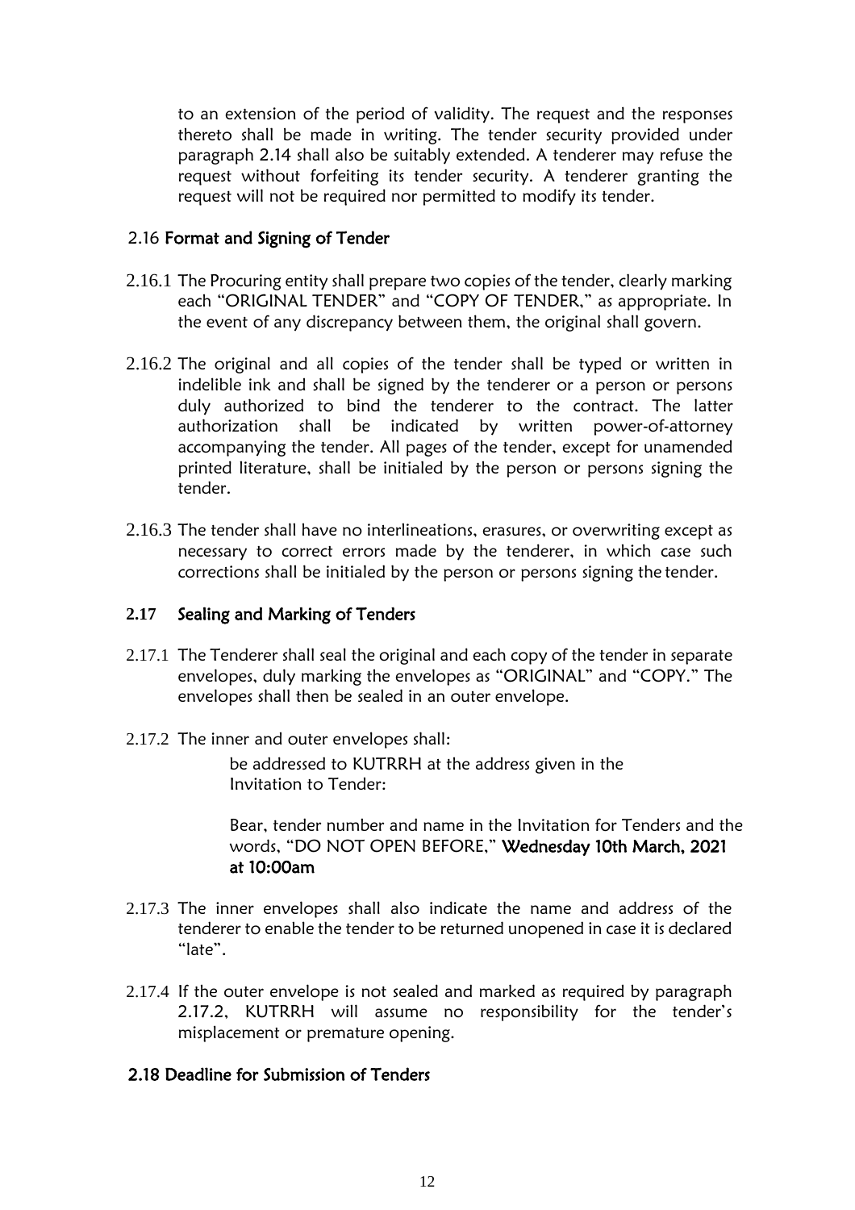to an extension of the period of validity. The request and the responses thereto shall be made in writing. The tender security provided under paragraph 2.14 shall also be suitably extended. A tenderer may refuse the request without forfeiting its tender security. A tenderer granting the request will not be required nor permitted to modify its tender.

### 2.16 Format and Signing of Tender

2.16.1 The Procuring entity shall prepare two copies of the tender, clearly marking each "ORIGINAL TENDER" and "COPY OF TENDER," as appropriate. In the event of any discrepancy between them, the original shall govern.

2.16.2 The original and all copies of the tender shall be typed or written in indelible ink and shall be signed by the tenderer or a person or persons duly authorized to bind the tenderer to the contract. The latter authorization shall be indicated by written power-of-attorney accompanying the tender. All pages of the tender, except for unamended printed literature, shall be initialed by the person or persons signing the tender.

2.16.3 The tender shall have no interlineations, erasures, or overwriting except as necessary to correct errors made by the tenderer, in which case such corrections shall be initialed by the person or persons signing the tender.

### 2.17 Sealing and Marking of Tenders

2.17.1 The Tenderer shall seal the original and each copy of the tender in separate envelopes, duly marking the envelopes as "ORIGINAL" and "COPY." The envelopes shall then be sealed in an outer envelope.

2.17.2 The inner and outer envelopes shall:

be addressed to KUTRRH at the address given in the Invitation to Tender:

Bear, tender number and name in the Invitation for Tenders and the words, "DO NOT OPEN BEFORE," **Wednesday 10th March, 2021 at 10:00am**

2.17.3 The inner envelopes shall also indicate the name and address of the tenderer to enable the tender to be returned unopened in case it is declared "late".

2.17.4 If the outer envelope is not sealed and marked as required by paragraph 2.17.2, KUTRRH will assume no responsibility for the tender's misplacement or premature opening.

### 2.18 Deadline for Submission of Tenders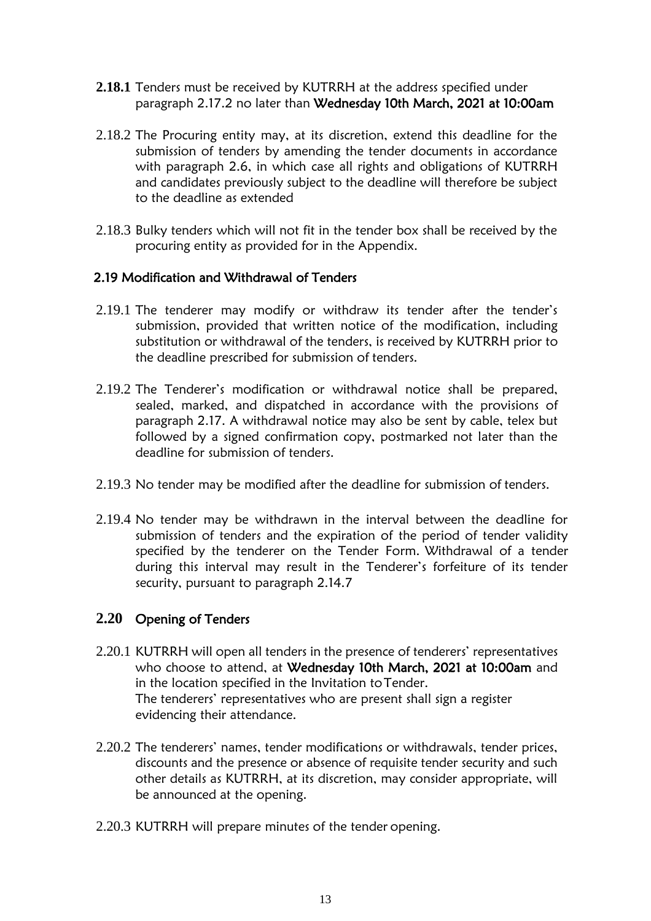**2.18.1** Tenders must be received by KUTRRH at the address specified under paragraph 2.17.2 no later than **Wednesday 10th March, 2021 at 10:00am**

2.18.2 The Procuring entity may, at its discretion, extend this deadline for the submission of tenders by amending the tender documents in accordance with paragraph 2.6, in which case all rights and obligations of KUTRRH and candidates previously subject to the deadline will therefore be subject to the deadline as extended

2.18.3 Bulky tenders which will not fit in the tender box shall be received by the procuring entity as provided for in the Appendix.

## 2.19 Modification and Withdrawal of Tenders

2.19.1 The tenderer may modify or withdraw its tender after the tender's submission, provided that written notice of the modification, including substitution or withdrawal of the tenders, is received by KUTRRH prior to the deadline prescribed for submission of tenders.

2.19.2 The Tenderer's modification or withdrawal notice shall be prepared, sealed, marked, and dispatched in accordance with the provisions of paragraph 2.17. A withdrawal notice may also be sent by cable, telex but followed by a signed confirmation copy, postmarked not later than the deadline for submission of tenders.

2.19.3 No tender may be modified after the deadline for submission of tenders.

2.19.4 No tender may be withdrawn in the interval between the deadline for submission of tenders and the expiration of the period of tender validity specified by the tenderer on the Tender Form. Withdrawal of a tender during this interval may result in the Tenderer's forfeiture of its tender security, pursuant to paragraph 2.14.7

## 2.20 Opening of Tenders

2.20.1 KUTRRH will open all tenders in the presence of tenderers' representatives who choose to attend, at **Wednesday 10th March, 2021 at 10:00am** and in the location specified in the Invitation to Tender.
The tenderers' representatives who are present shall sign a register evidencing their attendance.

2.20.2 The tenderers' names, tender modifications or withdrawals, tender prices, discounts and the presence or absence of requisite tender security and such other details as KUTRRH, at its discretion, may consider appropriate, will be announced at the opening.

2.20.3 KUTRRH will prepare minutes of the tender opening.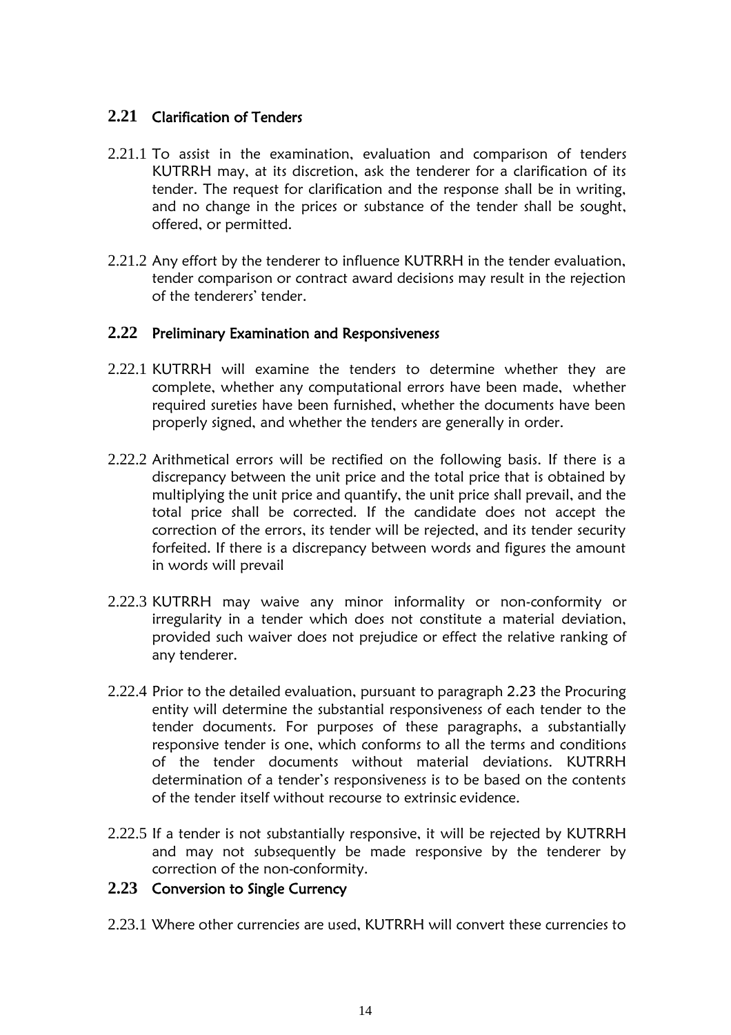## 2.21 Clarification of Tenders

2.21.1 To assist in the examination, evaluation and comparison of tenders KUTRRH may, at its discretion, ask the tenderer for a clarification of its tender. The request for clarification and the response shall be in writing, and no change in the prices or substance of the tender shall be sought, offered, or permitted.

2.21.2 Any effort by the tenderer to influence KUTRRH in the tender evaluation, tender comparison or contract award decisions may result in the rejection of the tenderers' tender.

## 2.22 Preliminary Examination and Responsiveness

2.22.1 KUTRRH will examine the tenders to determine whether they are complete, whether any computational errors have been made, whether required sureties have been furnished, whether the documents have been properly signed, and whether the tenders are generally in order.

2.22.2 Arithmetical errors will be rectified on the following basis. If there is a discrepancy between the unit price and the total price that is obtained by multiplying the unit price and quantify, the unit price shall prevail, and the total price shall be corrected. If the candidate does not accept the correction of the errors, its tender will be rejected, and its tender security forfeited. If there is a discrepancy between words and figures the amount in words will prevail

2.22.3 KUTRRH may waive any minor informality or non-conformity or irregularity in a tender which does not constitute a material deviation, provided such waiver does not prejudice or effect the relative ranking of any tenderer.

2.22.4 Prior to the detailed evaluation, pursuant to paragraph 2.23 the Procuring entity will determine the substantial responsiveness of each tender to the tender documents. For purposes of these paragraphs, a substantially responsive tender is one, which conforms to all the terms and conditions of the tender documents without material deviations. KUTRRH determination of a tender's responsiveness is to be based on the contents of the tender itself without recourse to extrinsic evidence.

2.22.5 If a tender is not substantially responsive, it will be rejected by KUTRRH and may not subsequently be made responsive by the tenderer by correction of the non-conformity.

## 2.23 Conversion to Single Currency

2.23.1 Where other currencies are used, KUTRRH will convert these currencies to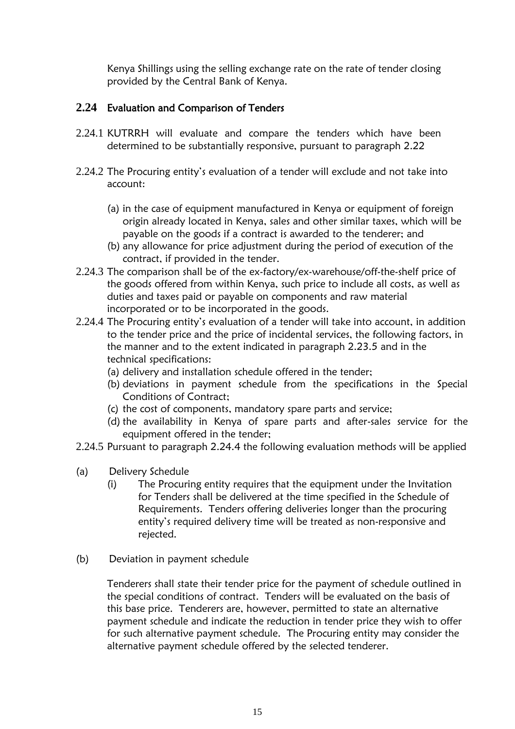Kenya Shillings using the selling exchange rate on the rate of tender closing provided by the Central Bank of Kenya.

## 2.24 Evaluation and Comparison of Tenders

2.24.1 KUTRRH will evaluate and compare the tenders which have been determined to be substantially responsive, pursuant to paragraph 2.22

2.24.2 The Procuring entity's evaluation of a tender will exclude and not take into account:

- (a) in the case of equipment manufactured in Kenya or equipment of foreign origin already located in Kenya, sales and other similar taxes, which will be payable on the goods if a contract is awarded to the tenderer; and
- (b) any allowance for price adjustment during the period of execution of the contract, if provided in the tender.

2.24.3 The comparison shall be of the ex-factory/ex-warehouse/off-the-shelf price of the goods offered from within Kenya, such price to include all costs, as well as duties and taxes paid or payable on components and raw material incorporated or to be incorporated in the goods.

2.24.4 The Procuring entity's evaluation of a tender will take into account, in addition to the tender price and the price of incidental services, the following factors, in the manner and to the extent indicated in paragraph 2.23.5 and in the technical specifications:

- (a) delivery and installation schedule offered in the tender;
- (b) deviations in payment schedule from the specifications in the Special Conditions of Contract;
- (c) the cost of components, mandatory spare parts and service;
- (d) the availability in Kenya of spare parts and after-sales service for the equipment offered in the tender;

2.24.5 Pursuant to paragraph 2.24.4 the following evaluation methods will be applied

(a) Delivery Schedule

- (i) The Procuring entity requires that the equipment under the Invitation for Tenders shall be delivered at the time specified in the Schedule of Requirements. Tenders offering deliveries longer than the procuring entity's required delivery time will be treated as non-responsive and rejected.

(b) Deviation in payment schedule

Tenderers shall state their tender price for the payment of schedule outlined in the special conditions of contract. Tenders will be evaluated on the basis of this base price. Tenderers are, however, permitted to state an alternative payment schedule and indicate the reduction in tender price they wish to offer for such alternative payment schedule. The Procuring entity may consider the alternative payment schedule offered by the selected tenderer.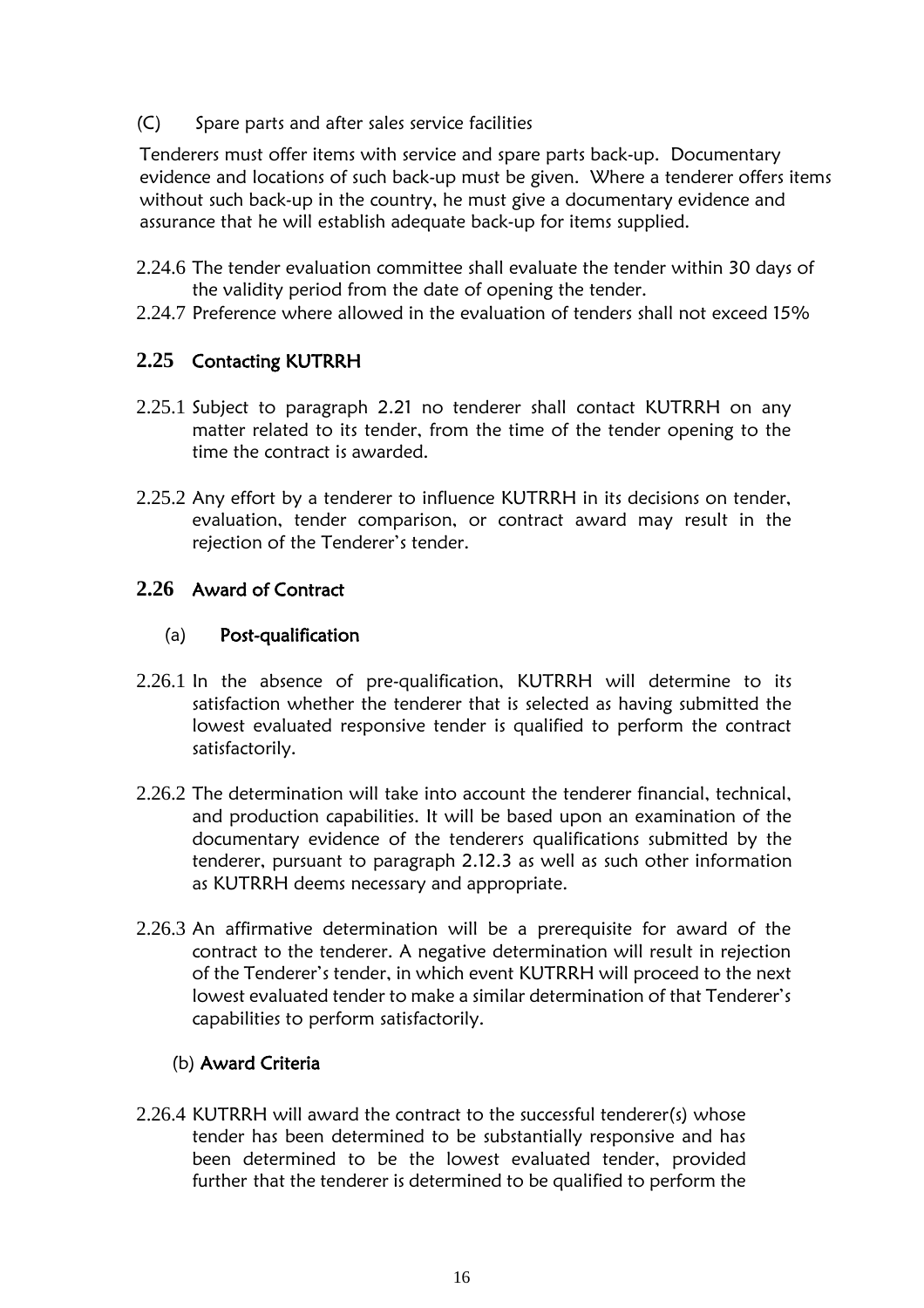(C) Spare parts and after sales service facilities

Tenderers must offer items with service and spare parts back-up. Documentary evidence and locations of such back-up must be given. Where a tenderer offers items without such back-up in the country, he must give a documentary evidence and assurance that he will establish adequate back-up for items supplied.

2.24.6 The tender evaluation committee shall evaluate the tender within 30 days of the validity period from the date of opening the tender.

2.24.7 Preference where allowed in the evaluation of tenders shall not exceed 15%

## 2.25 Contacting KUTRRH

2.25.1 Subject to paragraph 2.21 no tenderer shall contact KUTRRH on any matter related to its tender, from the time of the tender opening to the time the contract is awarded.

2.25.2 Any effort by a tenderer to influence KUTRRH in its decisions on tender, evaluation, tender comparison, or contract award may result in the rejection of the Tenderer's tender.

## 2.26 Award of Contract

### (a) Post-qualification

2.26.1 In the absence of pre-qualification, KUTRRH will determine to its satisfaction whether the tenderer that is selected as having submitted the lowest evaluated responsive tender is qualified to perform the contract satisfactorily.

2.26.2 The determination will take into account the tenderer financial, technical, and production capabilities. It will be based upon an examination of the documentary evidence of the tenderers qualifications submitted by the tenderer, pursuant to paragraph 2.12.3 as well as such other information as KUTRRH deems necessary and appropriate.

2.26.3 An affirmative determination will be a prerequisite for award of the contract to the tenderer. A negative determination will result in rejection of the Tenderer's tender, in which event KUTRRH will proceed to the next lowest evaluated tender to make a similar determination of that Tenderer's capabilities to perform satisfactorily.

### (b) Award Criteria

2.26.4 KUTRRH will award the contract to the successful tenderer(s) whose tender has been determined to be substantially responsive and has been determined to be the lowest evaluated tender, provided further that the tenderer is determined to be qualified to perform the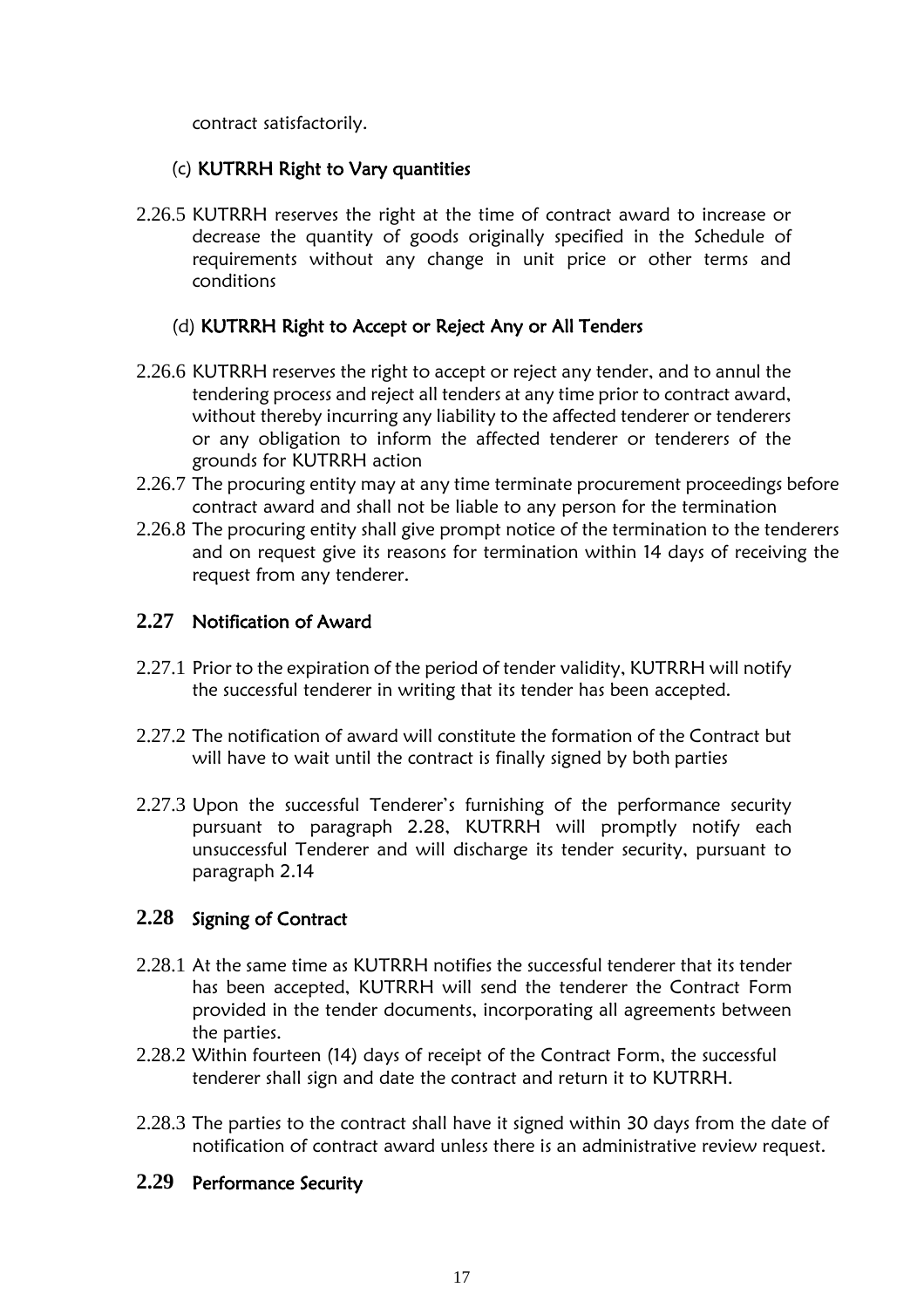contract satisfactorily.

(c) **KUTRRH Right to Vary quantities**

2.26.5 KUTRRH reserves the right at the time of contract award to increase or decrease the quantity of goods originally specified in the Schedule of requirements without any change in unit price or other terms and conditions

(d) **KUTRRH Right to Accept or Reject Any or All Tenders**

2.26.6 KUTRRH reserves the right to accept or reject any tender, and to annul the tendering process and reject all tenders at any time prior to contract award, without thereby incurring any liability to the affected tenderer or tenderers or any obligation to inform the affected tenderer or tenderers of the grounds for KUTRRH action

2.26.7 The procuring entity may at any time terminate procurement proceedings before contract award and shall not be liable to any person for the termination

2.26.8 The procuring entity shall give prompt notice of the termination to the tenderers and on request give its reasons for termination within 14 days of receiving the request from any tenderer.

## 2.27 Notification of Award

2.27.1 Prior to the expiration of the period of tender validity, KUTRRH will notify the successful tenderer in writing that its tender has been accepted.

2.27.2 The notification of award will constitute the formation of the Contract but will have to wait until the contract is finally signed by both parties

2.27.3 Upon the successful Tenderer's furnishing of the performance security pursuant to paragraph 2.28, KUTRRH will promptly notify each unsuccessful Tenderer and will discharge its tender security, pursuant to paragraph 2.14

## 2.28 Signing of Contract

2.28.1 At the same time as KUTRRH notifies the successful tenderer that its tender has been accepted, KUTRRH will send the tenderer the Contract Form provided in the tender documents, incorporating all agreements between the parties.

2.28.2 Within fourteen (14) days of receipt of the Contract Form, the successful tenderer shall sign and date the contract and return it to KUTRRH.

2.28.3 The parties to the contract shall have it signed within 30 days from the date of notification of contract award unless there is an administrative review request.

## 2.29 Performance Security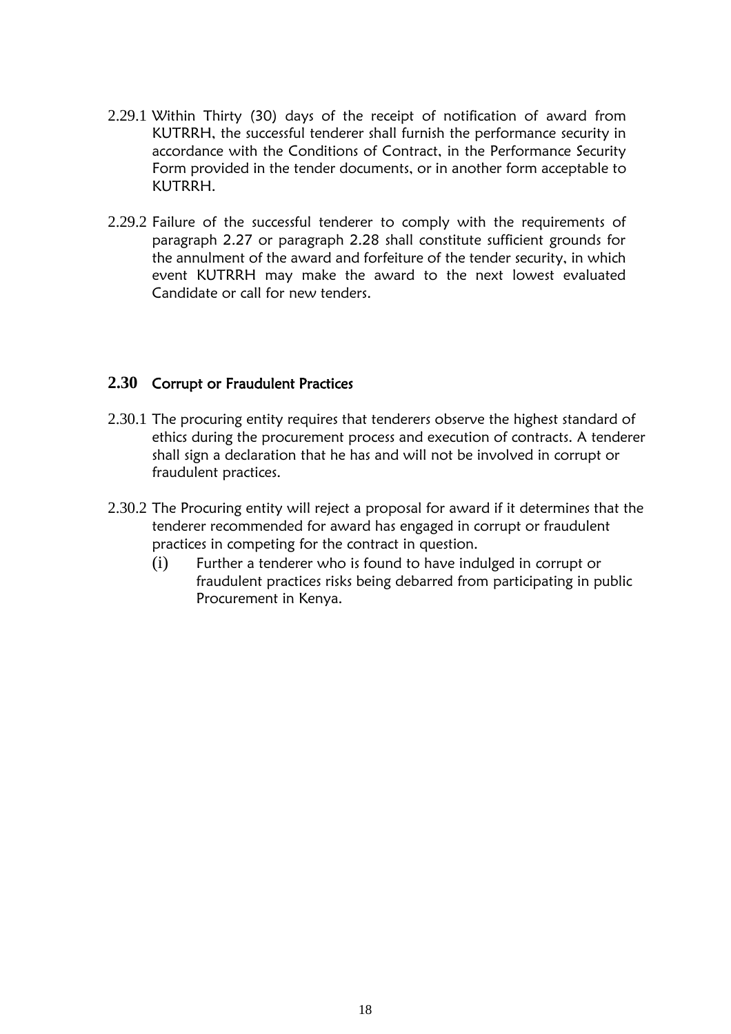2.29.1 Within Thirty (30) days of the receipt of notification of award from KUTRRH, the successful tenderer shall furnish the performance security in accordance with the Conditions of Contract, in the Performance Security Form provided in the tender documents, or in another form acceptable to KUTRRH.

2.29.2 Failure of the successful tenderer to comply with the requirements of paragraph 2.27 or paragraph 2.28 shall constitute sufficient grounds for the annulment of the award and forfeiture of the tender security, in which event KUTRRH may make the award to the next lowest evaluated Candidate or call for new tenders.

### 2.30 Corrupt or Fraudulent Practices

2.30.1 The procuring entity requires that tenderers observe the highest standard of ethics during the procurement process and execution of contracts. A tenderer shall sign a declaration that he has and will not be involved in corrupt or fraudulent practices.

2.30.2 The Procuring entity will reject a proposal for award if it determines that the tenderer recommended for award has engaged in corrupt or fraudulent practices in competing for the contract in question.

(i) Further a tenderer who is found to have indulged in corrupt or fraudulent practices risks being debarred from participating in public Procurement in Kenya.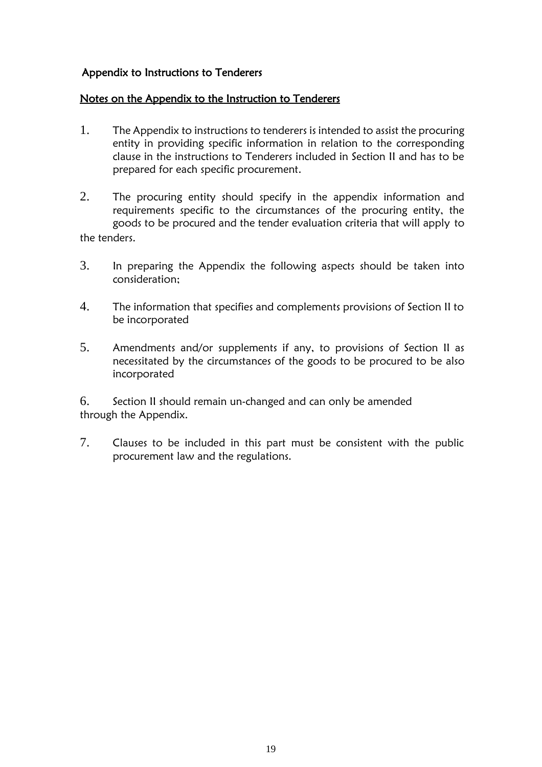## Appendix to Instructions to Tenderers

### Notes on the Appendix to the Instruction to Tenderers

1. The Appendix to instructions to tenderers is intended to assist the procuring entity in providing specific information in relation to the corresponding clause in the instructions to Tenderers included in Section II and has to be prepared for each specific procurement.

2. The procuring entity should specify in the appendix information and requirements specific to the circumstances of the procuring entity, the goods to be procured and the tender evaluation criteria that will apply to the tenders.

3. In preparing the Appendix the following aspects should be taken into consideration;

4. The information that specifies and complements provisions of Section II to be incorporated

5. Amendments and/or supplements if any, to provisions of Section II as necessitated by the circumstances of the goods to be procured to be also incorporated

6. Section II should remain un-changed and can only be amended through the Appendix.

7. Clauses to be included in this part must be consistent with the public procurement law and the regulations.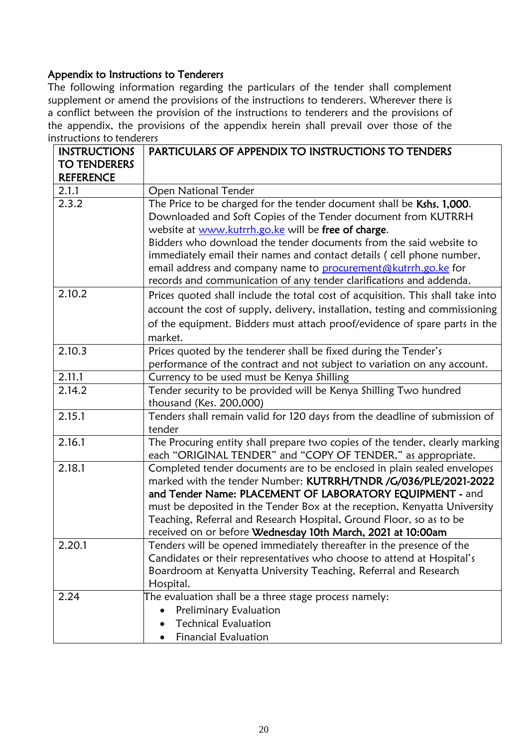## Appendix to Instructions to Tenderers

The following information regarding the particulars of the tender shall complement supplement or amend the provisions of the instructions to tenderers. Wherever there is a conflict between the provision of the instructions to tenderers and the provisions of the appendix, the provisions of the appendix herein shall prevail over those of the instructions to tenderers

| INSTRUCTIONS TO TENDERERS REFERENCE | PARTICULARS OF APPENDIX TO INSTRUCTIONS TO TENDERS |
|---|---|
| 2.1.1 | Open National Tender |
| 2.3.2 | The Price to be charged for the tender document shall be **Kshs. 1,000**. Downloaded and Soft Copies of the Tender document from KUTRRH website at [www.kutrrh.go.ke](http://www.kutrrh.go.ke) will be **free of charge**.<br>Bidders who download the tender documents from the said website to immediately email their names and contact details ( cell phone number, email address and company name to [procurement@kutrrh.go.ke](mailto:procurement@kutrrh.go.ke) for records and communication of any tender clarifications and addenda. |
| 2.10.2 | Prices quoted shall include the total cost of acquisition. This shall take into account the cost of supply, delivery, installation, testing and commissioning of the equipment. Bidders must attach proof/evidence of spare parts in the market. |
| 2.10.3 | Prices quoted by the tenderer shall be fixed during the Tender's performance of the contract and not subject to variation on any account. |
| 2.11.1 | Currency to be used must be Kenya Shilling |
| 2.14.2 | Tender security to be provided will be Kenya Shilling Two hundred thousand (Kes. 200,000) |
| 2.15.1 | Tenders shall remain valid for 120 days from the deadline of submission of tender |
| 2.16.1 | The Procuring entity shall prepare two copies of the tender, clearly marking each "ORIGINAL TENDER" and "COPY OF TENDER," as appropriate. |
| 2.18.1 | Completed tender documents are to be enclosed in plain sealed envelopes marked with the tender Number: **KUTRRH/TNDR /G/036/PLE/2021-2022 and Tender Name: PLACEMENT OF LABORATORY EQUIPMENT -** and must be deposited in the Tender Box at the reception, Kenyatta University Teaching, Referral and Research Hospital, Ground Floor, so as to be received on or before **Wednesday 10th March, 2021 at 10:00am** |
| 2.20.1 | Tenders will be opened immediately thereafter in the presence of the Candidates or their representatives who choose to attend at Hospital's Boardroom at Kenyatta University Teaching, Referral and Research Hospital. |
| 2.24 | The evaluation shall be a three stage process namely:<br>• Preliminary Evaluation<br>• Technical Evaluation<br>• Financial Evaluation |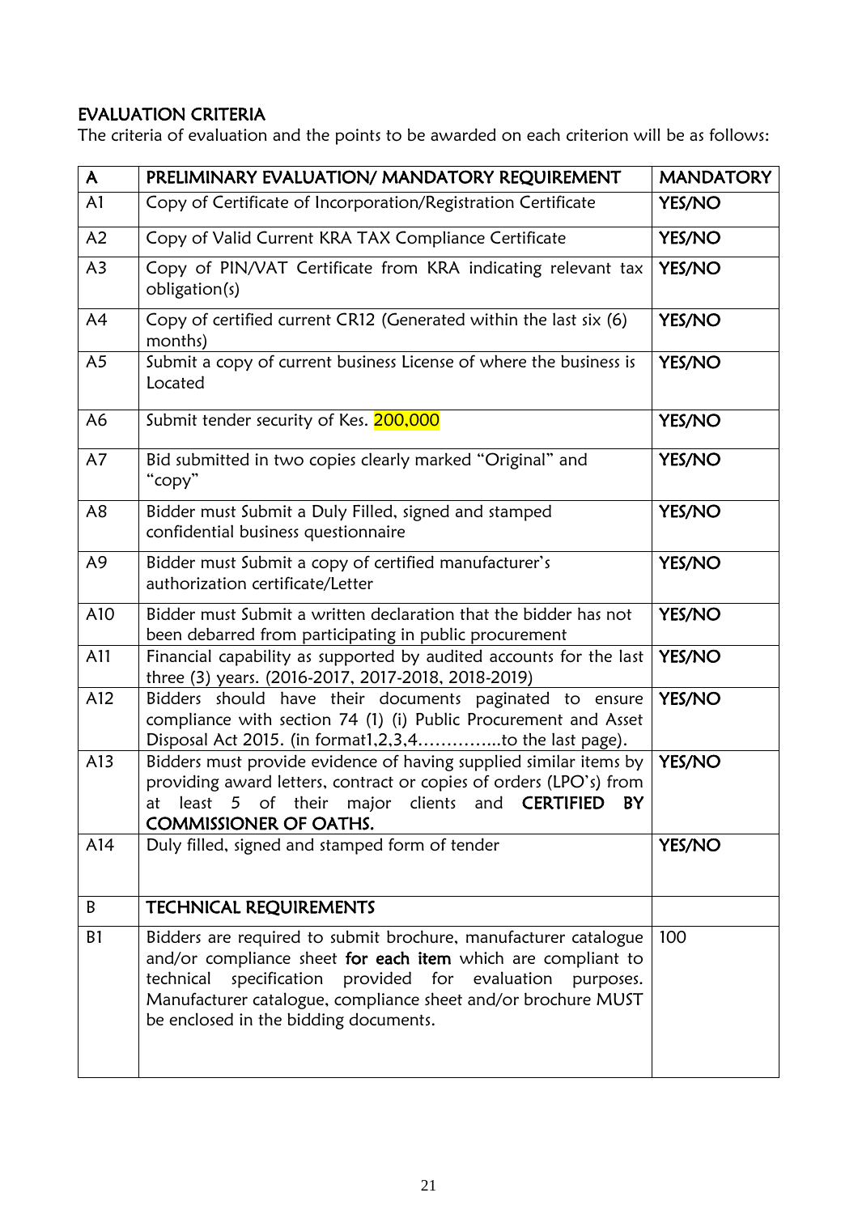## EVALUATION CRITERIA

The criteria of evaluation and the points to be awarded on each criterion will be as follows:

| A | PRELIMINARY EVALUATION/ MANDATORY REQUIREMENT | MANDATORY |
|---|---|---|
| A1 | Copy of Certificate of Incorporation/Registration Certificate | YES/NO |
| A2 | Copy of Valid Current KRA TAX Compliance Certificate | YES/NO |
| A3 | Copy of PIN/VAT Certificate from KRA indicating relevant tax obligation(s) | YES/NO |
| A4 | Copy of certified current CR12 (Generated within the last six (6) months) | YES/NO |
| A5 | Submit a copy of current business License of where the business is Located | YES/NO |
| A6 | Submit tender security of Kes. 200,000 | YES/NO |
| A7 | Bid submitted in two copies clearly marked "Original" and "copy" | YES/NO |
| A8 | Bidder must Submit a Duly Filled, signed and stamped confidential business questionnaire | YES/NO |
| A9 | Bidder must Submit a copy of certified manufacturer's authorization certificate/Letter | YES/NO |
| A10 | Bidder must Submit a written declaration that the bidder has not been debarred from participating in public procurement | YES/NO |
| A11 | Financial capability as supported by audited accounts for the last three (3) years. (2016-2017, 2017-2018, 2018-2019) | YES/NO |
| A12 | Bidders should have their documents paginated to ensure compliance with section 74 (1) (i) Public Procurement and Asset Disposal Act 2015. (in format1,2,3,4…………..to the last page). | YES/NO |
| A13 | Bidders must provide evidence of having supplied similar items by providing award letters, contract or copies of orders (LPO's) from at least 5 of their major clients and **CERTIFIED BY COMMISSIONER OF OATHS.** | YES/NO |
| A14 | Duly filled, signed and stamped form of tender | YES/NO |
| B | **TECHNICAL REQUIREMENTS** | |
| B1 | Bidders are required to submit brochure, manufacturer catalogue and/or compliance sheet **for each item** which are compliant to technical specification provided for evaluation purposes. Manufacturer catalogue, compliance sheet and/or brochure MUST be enclosed in the bidding documents. | 100 |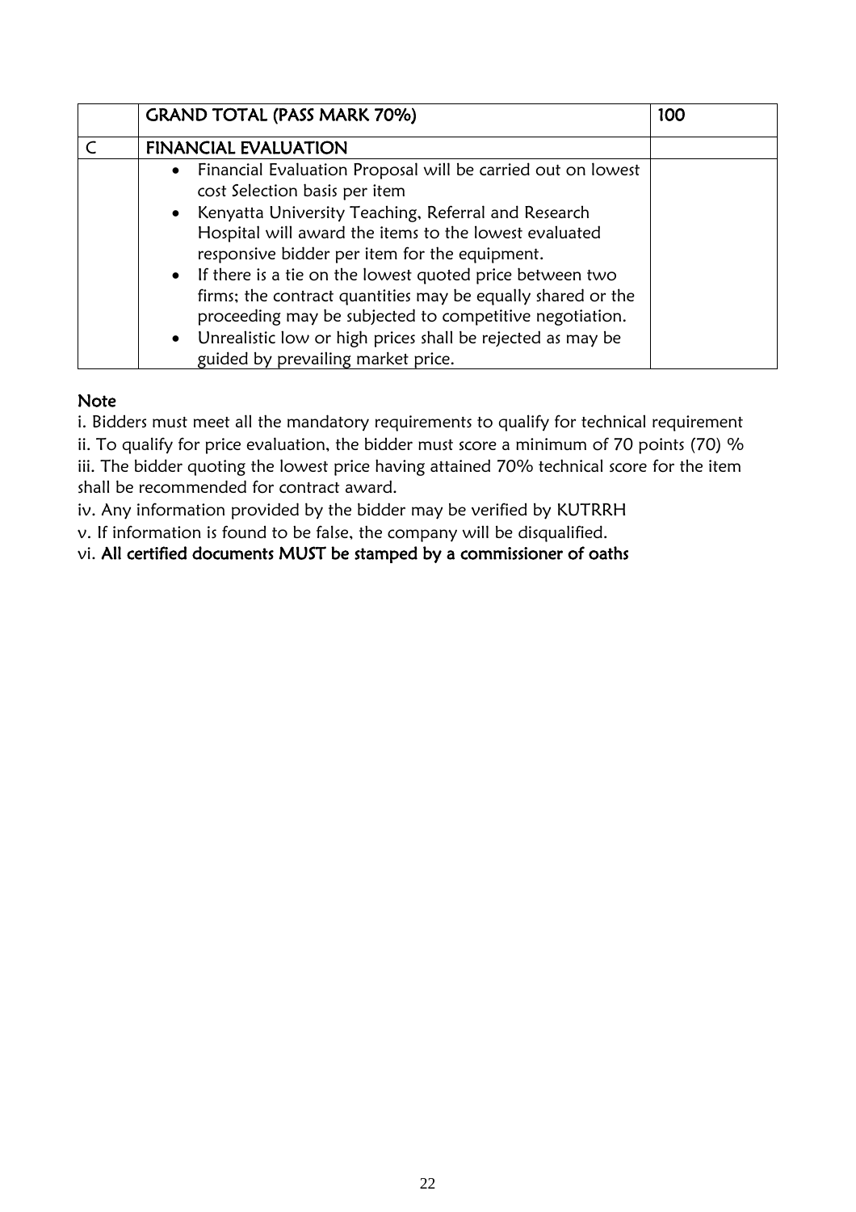|   | **GRAND TOTAL (PASS MARK 70%)** | **100** |
|---|---|---|
| C | **FINANCIAL EVALUATION** |   |
|   | • Financial Evaluation Proposal will be carried out on lowest cost Selection basis per item <br> • Kenyatta University Teaching, Referral and Research Hospital will award the items to the lowest evaluated responsive bidder per item for the equipment. <br> • If there is a tie on the lowest quoted price between two firms; the contract quantities may be equally shared or the proceeding may be subjected to competitive negotiation. <br> • Unrealistic low or high prices shall be rejected as may be guided by prevailing market price. |   |

**Note**

i. Bidders must meet all the mandatory requirements to qualify for technical requirement
ii. To qualify for price evaluation, the bidder must score a minimum of 70 points (70) %
iii. The bidder quoting the lowest price having attained 70% technical score for the item shall be recommended for contract award.
iv. Any information provided by the bidder may be verified by KUTRRH
v. If information is found to be false, the company will be disqualified.
vi. **All certified documents MUST be stamped by a commissioner of oaths**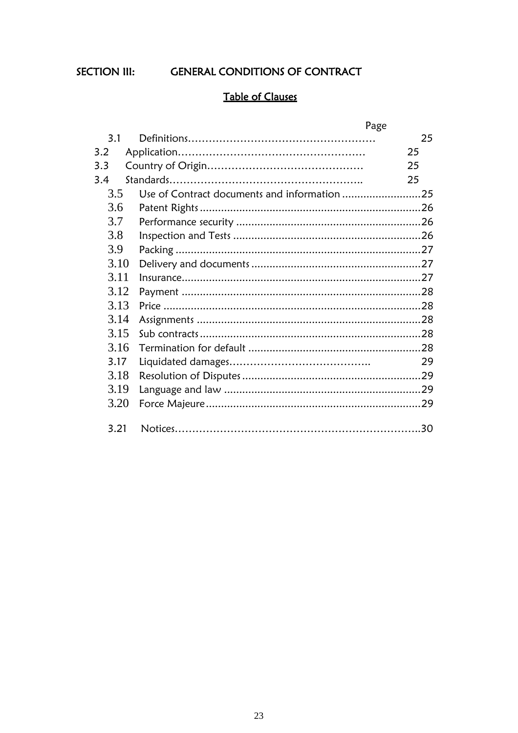## SECTION III: GENERAL CONDITIONS OF CONTRACT

### Table of Clauses

| | | Page |
|---|---|---|
| 3.1 | Definitions | 25 |
| 3.2 | Application | 25 |
| 3.3 | Country of Origin | 25 |
| 3.4 | Standards | 25 |
| 3.5 | Use of Contract documents and information | 25 |
| 3.6 | Patent Rights | 26 |
| 3.7 | Performance security | 26 |
| 3.8 | Inspection and Tests | 26 |
| 3.9 | Packing | 27 |
| 3.10 | Delivery and documents | 27 |
| 3.11 | Insurance | 27 |
| 3.12 | Payment | 28 |
| 3.13 | Price | 28 |
| 3.14 | Assignments | 28 |
| 3.15 | Sub contracts | 28 |
| 3.16 | Termination for default | 28 |
| 3.17 | Liquidated damages | 29 |
| 3.18 | Resolution of Disputes | 29 |
| 3.19 | Language and law | 29 |
| 3.20 | Force Majeure | 29 |
| 3.21 | Notices | 30 |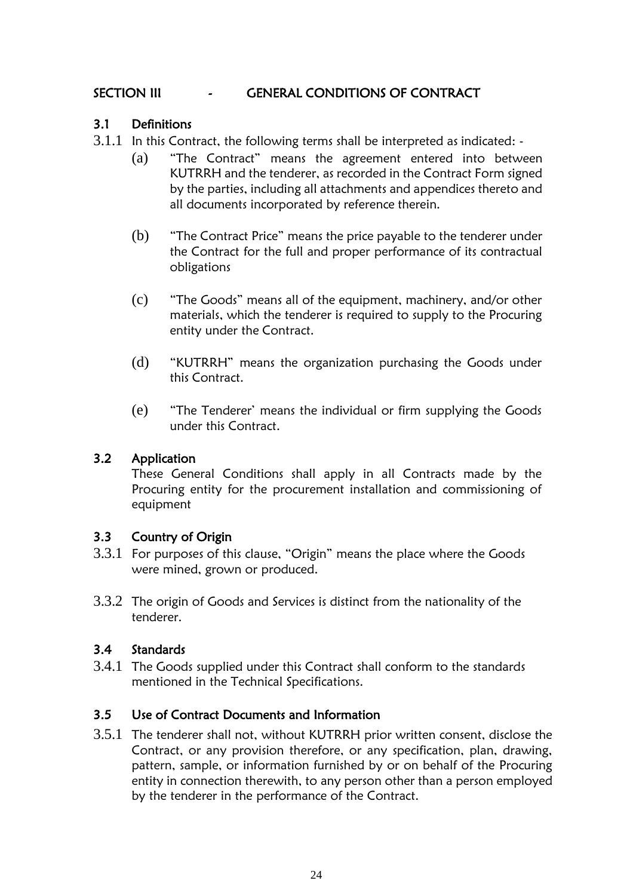## SECTION III - GENERAL CONDITIONS OF CONTRACT

### 3.1 Definitions

3.1.1 In this Contract, the following terms shall be interpreted as indicated: -

(a) "The Contract" means the agreement entered into between KUTRRH and the tenderer, as recorded in the Contract Form signed by the parties, including all attachments and appendices thereto and all documents incorporated by reference therein.

(b) "The Contract Price" means the price payable to the tenderer under the Contract for the full and proper performance of its contractual obligations

(c) "The Goods" means all of the equipment, machinery, and/or other materials, which the tenderer is required to supply to the Procuring entity under the Contract.

(d) "KUTRRH" means the organization purchasing the Goods under this Contract.

(e) "The Tenderer' means the individual or firm supplying the Goods under this Contract.

### 3.2 Application

These General Conditions shall apply in all Contracts made by the Procuring entity for the procurement installation and commissioning of equipment

### 3.3 Country of Origin

3.3.1 For purposes of this clause, "Origin" means the place where the Goods were mined, grown or produced.

3.3.2 The origin of Goods and Services is distinct from the nationality of the tenderer.

### 3.4 Standards

3.4.1 The Goods supplied under this Contract shall conform to the standards mentioned in the Technical Specifications.

### 3.5 Use of Contract Documents and Information

3.5.1 The tenderer shall not, without KUTRRH prior written consent, disclose the Contract, or any provision therefore, or any specification, plan, drawing, pattern, sample, or information furnished by or on behalf of the Procuring entity in connection therewith, to any person other than a person employed by the tenderer in the performance of the Contract.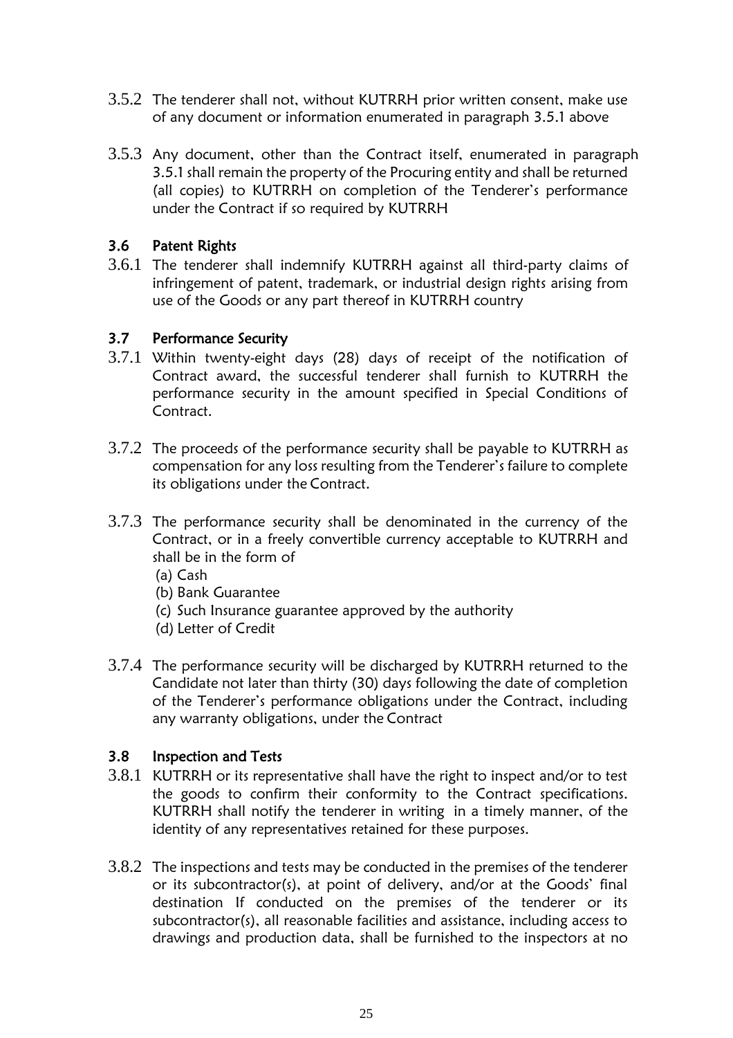3.5.2 The tenderer shall not, without KUTRRH prior written consent, make use of any document or information enumerated in paragraph 3.5.1 above

3.5.3 Any document, other than the Contract itself, enumerated in paragraph 3.5.1 shall remain the property of the Procuring entity and shall be returned (all copies) to KUTRRH on completion of the Tenderer's performance under the Contract if so required by KUTRRH

### 3.6 Patent Rights

3.6.1 The tenderer shall indemnify KUTRRH against all third-party claims of infringement of patent, trademark, or industrial design rights arising from use of the Goods or any part thereof in KUTRRH country

### 3.7 Performance Security

3.7.1 Within twenty-eight days (28) days of receipt of the notification of Contract award, the successful tenderer shall furnish to KUTRRH the performance security in the amount specified in Special Conditions of Contract.

3.7.2 The proceeds of the performance security shall be payable to KUTRRH as compensation for any loss resulting from the Tenderer's failure to complete its obligations under the Contract.

3.7.3 The performance security shall be denominated in the currency of the Contract, or in a freely convertible currency acceptable to KUTRRH and shall be in the form of

(a) Cash
(b) Bank Guarantee
(c) Such Insurance guarantee approved by the authority
(d) Letter of Credit

3.7.4 The performance security will be discharged by KUTRRH returned to the Candidate not later than thirty (30) days following the date of completion of the Tenderer's performance obligations under the Contract, including any warranty obligations, under the Contract

### 3.8 Inspection and Tests

3.8.1 KUTRRH or its representative shall have the right to inspect and/or to test the goods to confirm their conformity to the Contract specifications. KUTRRH shall notify the tenderer in writing in a timely manner, of the identity of any representatives retained for these purposes.

3.8.2 The inspections and tests may be conducted in the premises of the tenderer or its subcontractor(s), at point of delivery, and/or at the Goods' final destination If conducted on the premises of the tenderer or its subcontractor(s), all reasonable facilities and assistance, including access to drawings and production data, shall be furnished to the inspectors at no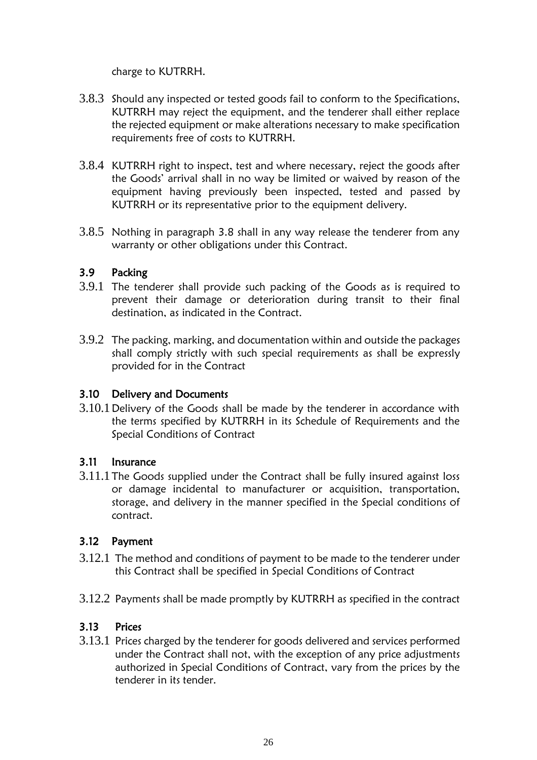charge to KUTRRH.

3.8.3 Should any inspected or tested goods fail to conform to the Specifications, KUTRRH may reject the equipment, and the tenderer shall either replace the rejected equipment or make alterations necessary to make specification requirements free of costs to KUTRRH.

3.8.4 KUTRRH right to inspect, test and where necessary, reject the goods after the Goods' arrival shall in no way be limited or waived by reason of the equipment having previously been inspected, tested and passed by KUTRRH or its representative prior to the equipment delivery.

3.8.5 Nothing in paragraph 3.8 shall in any way release the tenderer from any warranty or other obligations under this Contract.

### 3.9 Packing

3.9.1 The tenderer shall provide such packing of the Goods as is required to prevent their damage or deterioration during transit to their final destination, as indicated in the Contract.

3.9.2 The packing, marking, and documentation within and outside the packages shall comply strictly with such special requirements as shall be expressly provided for in the Contract

### 3.10 Delivery and Documents

3.10.1 Delivery of the Goods shall be made by the tenderer in accordance with the terms specified by KUTRRH in its Schedule of Requirements and the Special Conditions of Contract

### 3.11 Insurance

3.11.1 The Goods supplied under the Contract shall be fully insured against loss or damage incidental to manufacturer or acquisition, transportation, storage, and delivery in the manner specified in the Special conditions of contract.

### 3.12 Payment

3.12.1 The method and conditions of payment to be made to the tenderer under this Contract shall be specified in Special Conditions of Contract

3.12.2 Payments shall be made promptly by KUTRRH as specified in the contract

### 3.13 Prices

3.13.1 Prices charged by the tenderer for goods delivered and services performed under the Contract shall not, with the exception of any price adjustments authorized in Special Conditions of Contract, vary from the prices by the tenderer in its tender.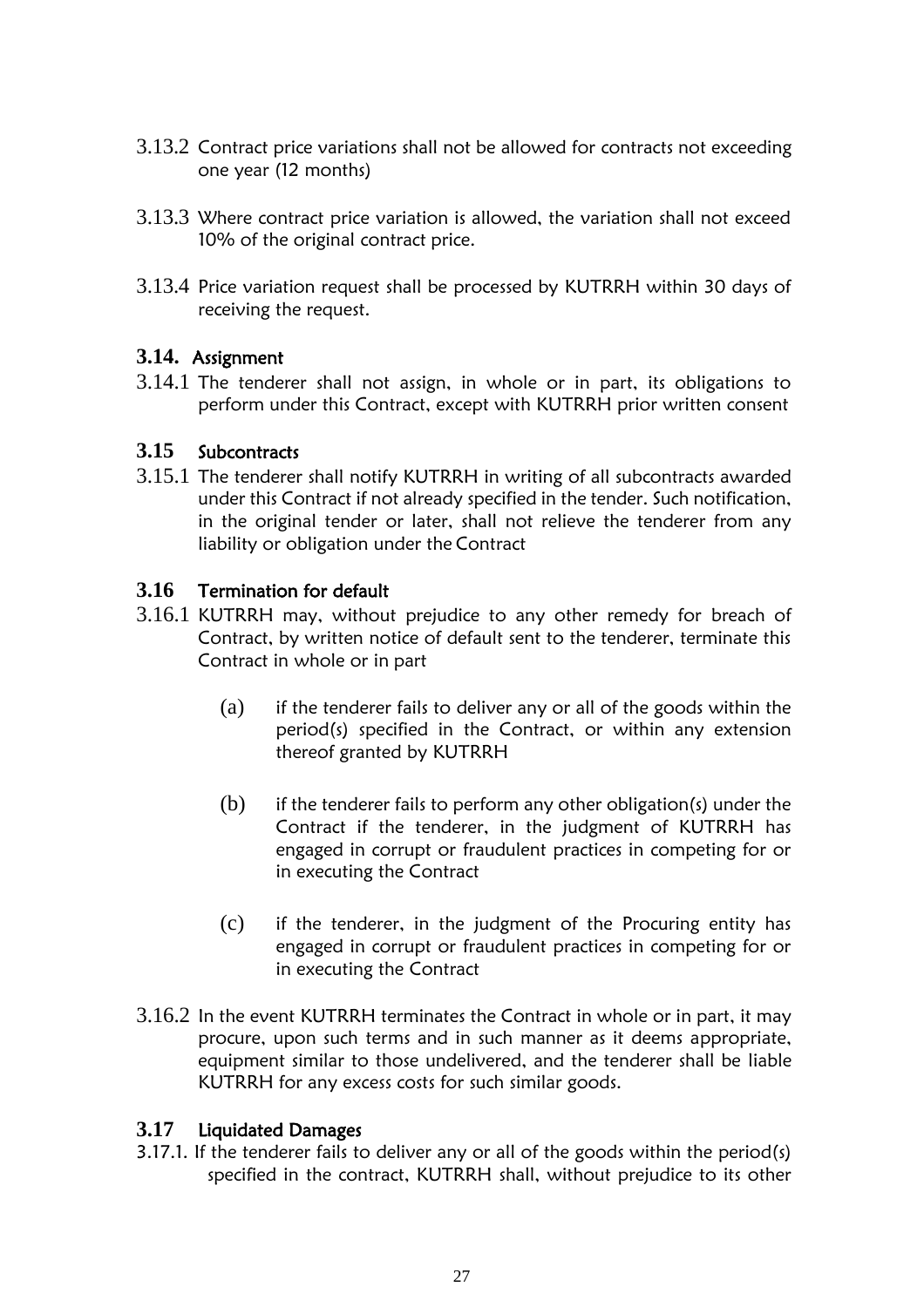3.13.2 Contract price variations shall not be allowed for contracts not exceeding one year (12 months)

3.13.3 Where contract price variation is allowed, the variation shall not exceed 10% of the original contract price.

3.13.4 Price variation request shall be processed by KUTRRH within 30 days of receiving the request.

### 3.14. Assignment

3.14.1 The tenderer shall not assign, in whole or in part, its obligations to perform under this Contract, except with KUTRRH prior written consent

### 3.15 Subcontracts

3.15.1 The tenderer shall notify KUTRRH in writing of all subcontracts awarded under this Contract if not already specified in the tender. Such notification, in the original tender or later, shall not relieve the tenderer from any liability or obligation under the Contract

### 3.16 Termination for default

3.16.1 KUTRRH may, without prejudice to any other remedy for breach of Contract, by written notice of default sent to the tenderer, terminate this Contract in whole or in part

(a) if the tenderer fails to deliver any or all of the goods within the period(s) specified in the Contract, or within any extension thereof granted by KUTRRH

(b) if the tenderer fails to perform any other obligation(s) under the Contract if the tenderer, in the judgment of KUTRRH has engaged in corrupt or fraudulent practices in competing for or in executing the Contract

(c) if the tenderer, in the judgment of the Procuring entity has engaged in corrupt or fraudulent practices in competing for or in executing the Contract

3.16.2 In the event KUTRRH terminates the Contract in whole or in part, it may procure, upon such terms and in such manner as it deems appropriate, equipment similar to those undelivered, and the tenderer shall be liable KUTRRH for any excess costs for such similar goods.

### 3.17 Liquidated Damages

3.17.1. If the tenderer fails to deliver any or all of the goods within the period(s) specified in the contract, KUTRRH shall, without prejudice to its other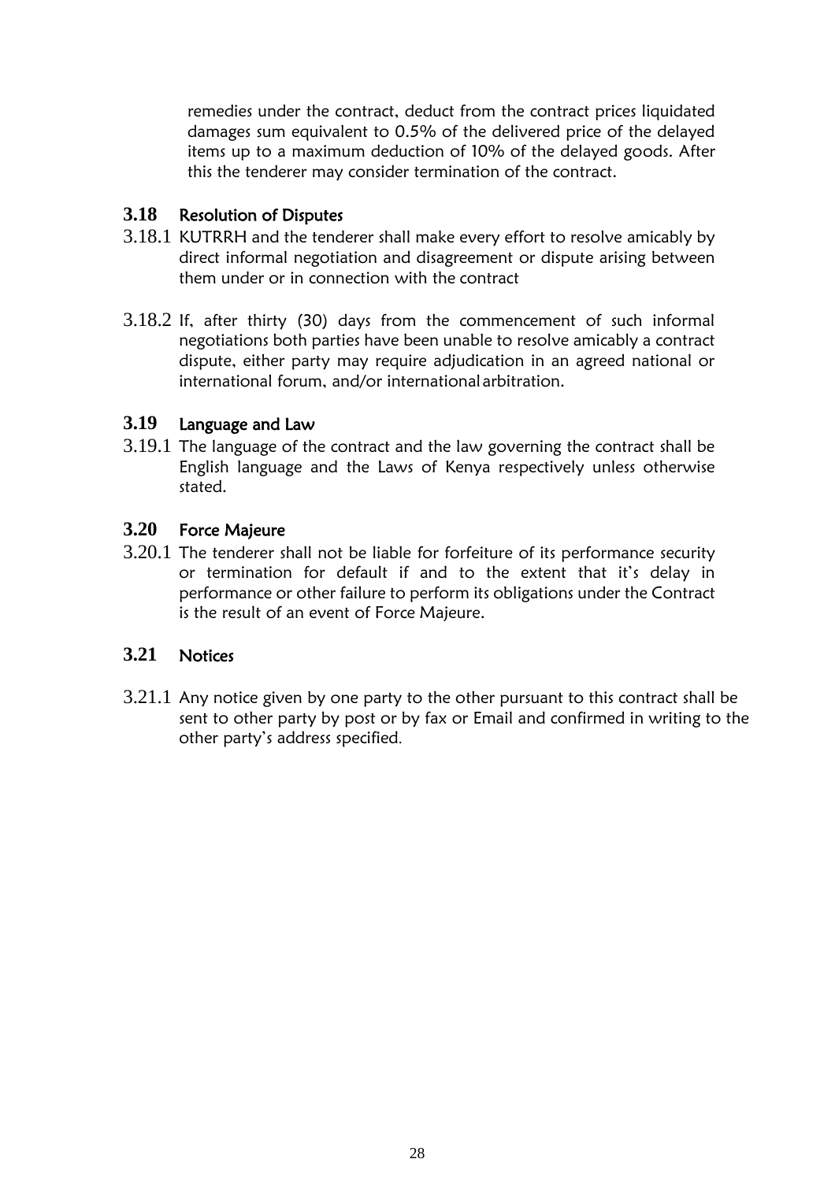remedies under the contract, deduct from the contract prices liquidated damages sum equivalent to 0.5% of the delivered price of the delayed items up to a maximum deduction of 10% of the delayed goods. After this the tenderer may consider termination of the contract.

### 3.18 Resolution of Disputes

3.18.1 KUTRRH and the tenderer shall make every effort to resolve amicably by direct informal negotiation and disagreement or dispute arising between them under or in connection with the contract

3.18.2 If, after thirty (30) days from the commencement of such informal negotiations both parties have been unable to resolve amicably a contract dispute, either party may require adjudication in an agreed national or international forum, and/or international arbitration.

### 3.19 Language and Law

3.19.1 The language of the contract and the law governing the contract shall be English language and the Laws of Kenya respectively unless otherwise stated.

### 3.20 Force Majeure

3.20.1 The tenderer shall not be liable for forfeiture of its performance security or termination for default if and to the extent that it's delay in performance or other failure to perform its obligations under the Contract is the result of an event of Force Majeure.

### 3.21 Notices

3.21.1 Any notice given by one party to the other pursuant to this contract shall be sent to other party by post or by fax or Email and confirmed in writing to the other party's address specified.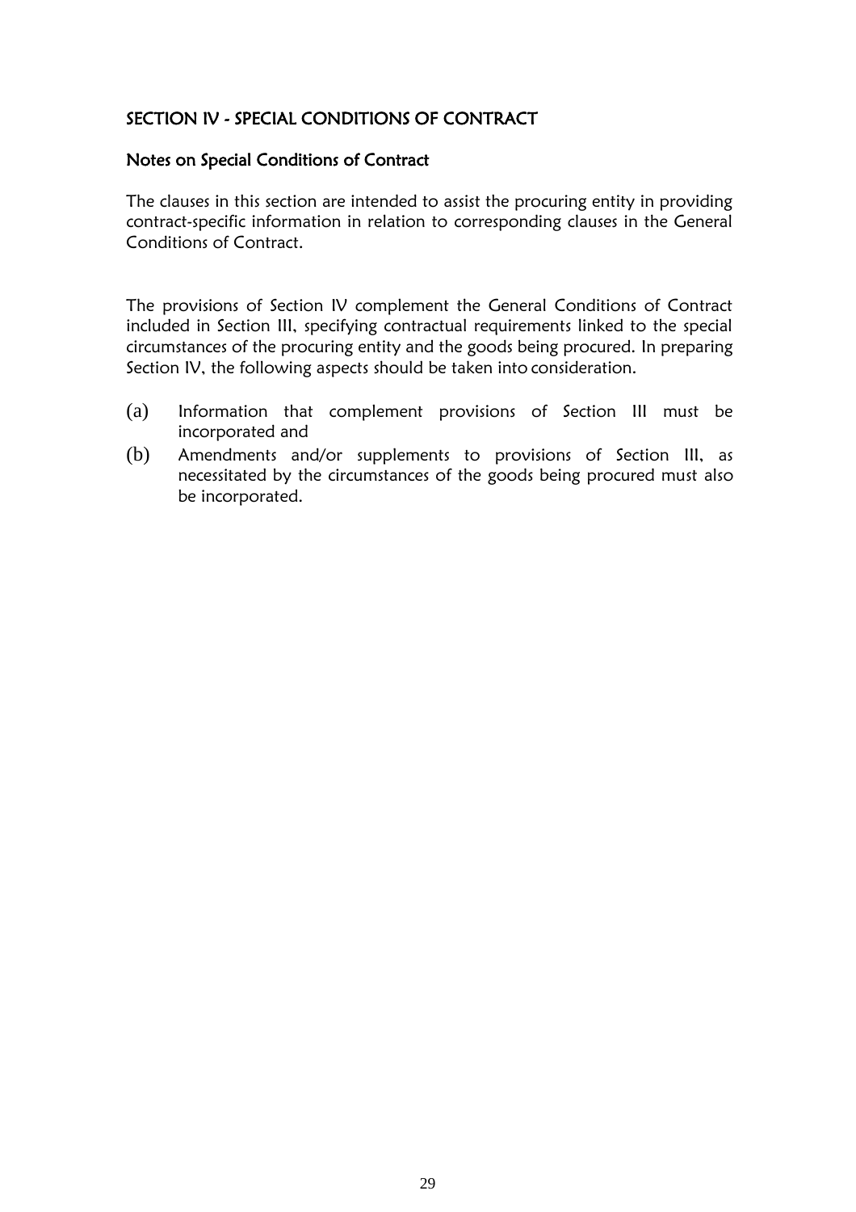## SECTION IV - SPECIAL CONDITIONS OF CONTRACT

### Notes on Special Conditions of Contract

The clauses in this section are intended to assist the procuring entity in providing contract-specific information in relation to corresponding clauses in the General Conditions of Contract.

The provisions of Section IV complement the General Conditions of Contract included in Section III, specifying contractual requirements linked to the special circumstances of the procuring entity and the goods being procured. In preparing Section IV, the following aspects should be taken into consideration.

(a) Information that complement provisions of Section III must be incorporated and

(b) Amendments and/or supplements to provisions of Section III, as necessitated by the circumstances of the goods being procured must also be incorporated.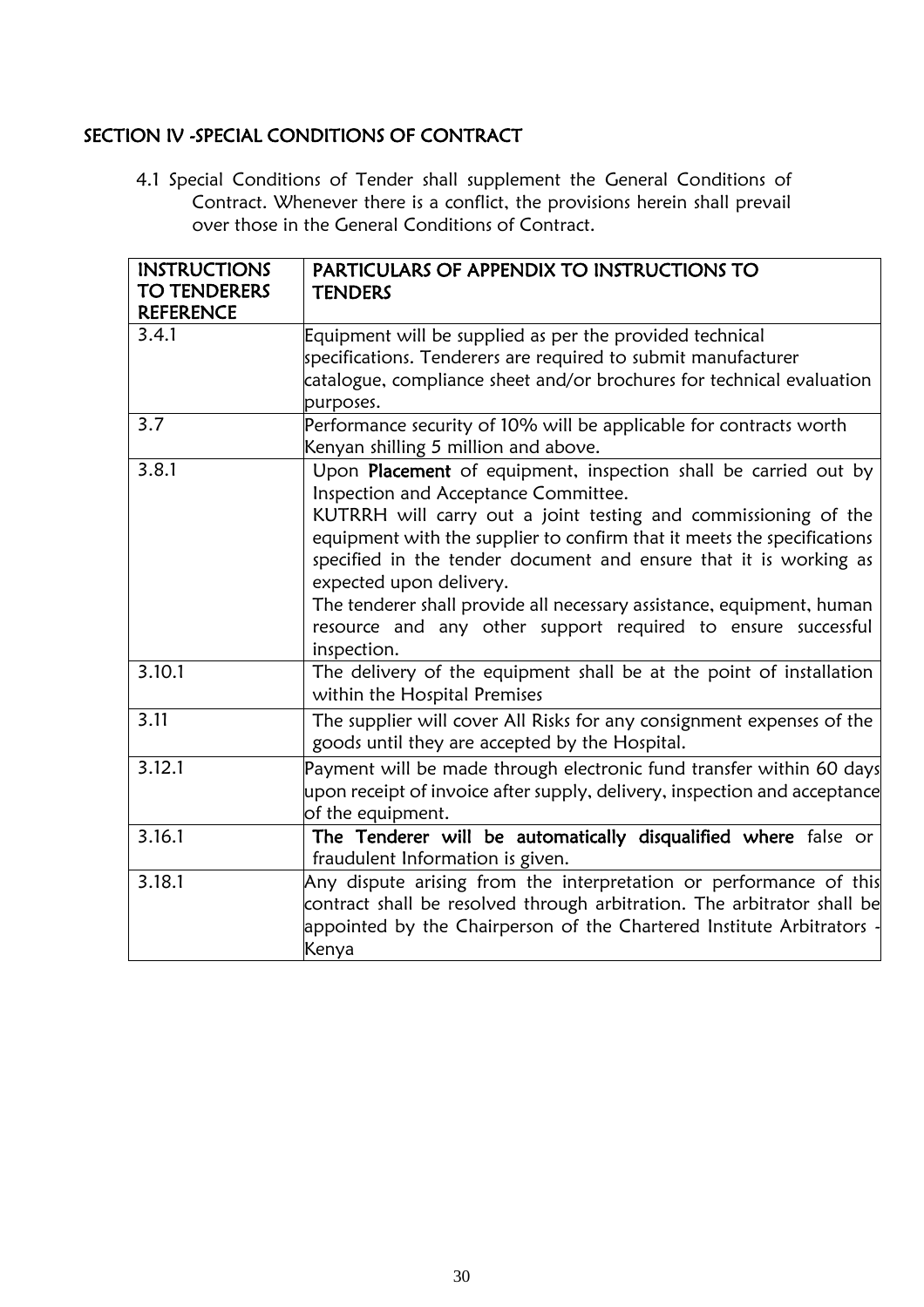## SECTION IV -SPECIAL CONDITIONS OF CONTRACT

4.1 Special Conditions of Tender shall supplement the General Conditions of Contract. Whenever there is a conflict, the provisions herein shall prevail over those in the General Conditions of Contract.

| INSTRUCTIONS TO TENDERERS REFERENCE | PARTICULARS OF APPENDIX TO INSTRUCTIONS TO TENDERS |
|---|---|
| 3.4.1 | Equipment will be supplied as per the provided technical specifications. Tenderers are required to submit manufacturer catalogue, compliance sheet and/or brochures for technical evaluation purposes. |
| 3.7 | Performance security of 10% will be applicable for contracts worth Kenyan shilling 5 million and above. |
| 3.8.1 | Upon **Placement** of equipment, inspection shall be carried out by Inspection and Acceptance Committee.<br>KUTRRH will carry out a joint testing and commissioning of the equipment with the supplier to confirm that it meets the specifications specified in the tender document and ensure that it is working as expected upon delivery.<br>The tenderer shall provide all necessary assistance, equipment, human resource and any other support required to ensure successful inspection. |
| 3.10.1 | The delivery of the equipment shall be at the point of installation within the Hospital Premises |
| 3.11 | The supplier will cover All Risks for any consignment expenses of the goods until they are accepted by the Hospital. |
| 3.12.1 | Payment will be made through electronic fund transfer within 60 days upon receipt of invoice after supply, delivery, inspection and acceptance of the equipment. |
| 3.16.1 | **The Tenderer will be automatically disqualified where** false or fraudulent Information is given. |
| 3.18.1 | Any dispute arising from the interpretation or performance of this contract shall be resolved through arbitration. The arbitrator shall be appointed by the Chairperson of the Chartered Institute Arbitrators - Kenya |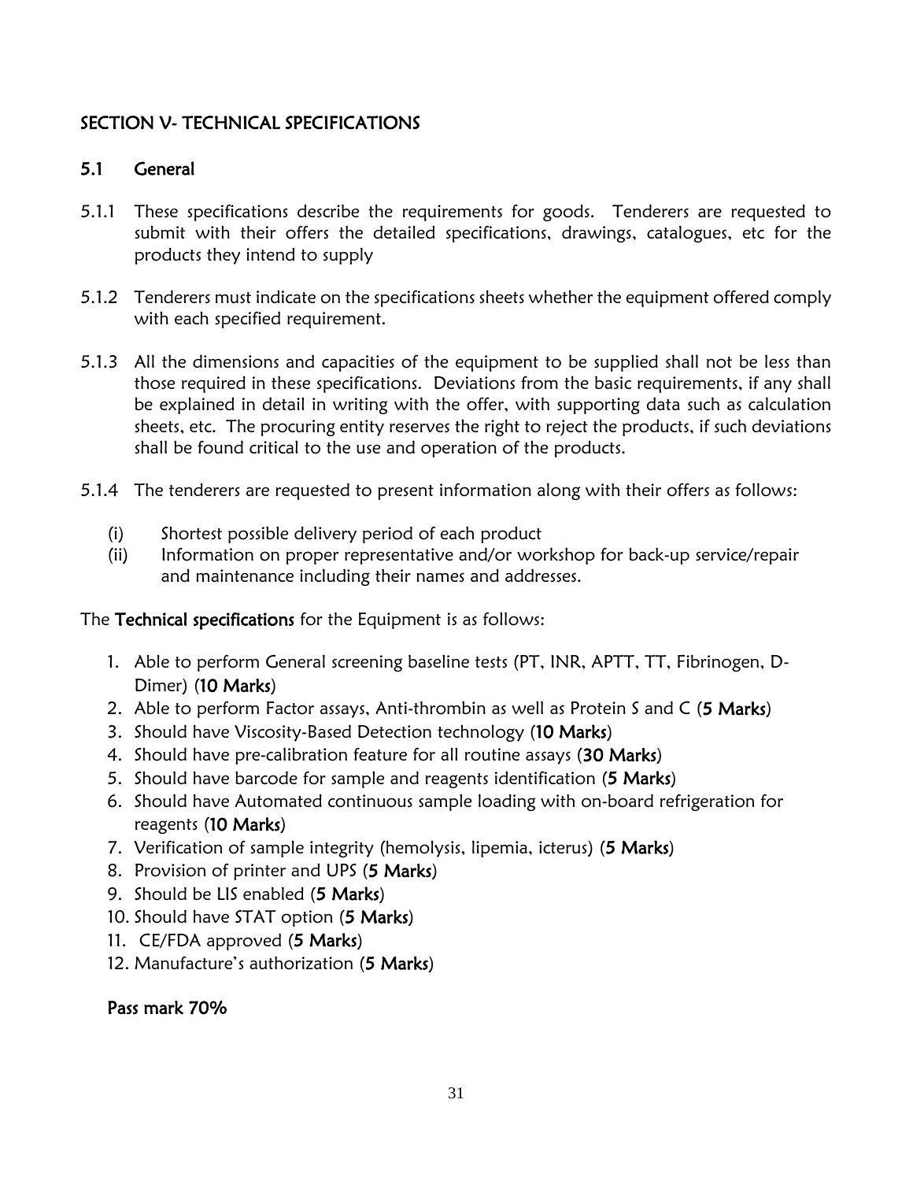## SECTION V- TECHNICAL SPECIFICATIONS

### 5.1 General

5.1.1 These specifications describe the requirements for goods. Tenderers are requested to submit with their offers the detailed specifications, drawings, catalogues, etc for the products they intend to supply

5.1.2 Tenderers must indicate on the specifications sheets whether the equipment offered comply with each specified requirement.

5.1.3 All the dimensions and capacities of the equipment to be supplied shall not be less than those required in these specifications. Deviations from the basic requirements, if any shall be explained in detail in writing with the offer, with supporting data such as calculation sheets, etc. The procuring entity reserves the right to reject the products, if such deviations shall be found critical to the use and operation of the products.

5.1.4 The tenderers are requested to present information along with their offers as follows:

(i) Shortest possible delivery period of each product
(ii) Information on proper representative and/or workshop for back-up service/repair and maintenance including their names and addresses.

The **Technical specifications** for the Equipment is as follows:

1. Able to perform General screening baseline tests (PT, INR, APTT, TT, Fibrinogen, D-Dimer) (**10 Marks**)
2. Able to perform Factor assays, Anti-thrombin as well as Protein S and C (**5 Marks**)
3. Should have Viscosity-Based Detection technology (**10 Marks**)
4. Should have pre-calibration feature for all routine assays (**30 Marks**)
5. Should have barcode for sample and reagents identification (**5 Marks**)
6. Should have Automated continuous sample loading with on-board refrigeration for reagents (**10 Marks**)
7. Verification of sample integrity (hemolysis, lipemia, icterus) (**5 Marks**)
8. Provision of printer and UPS (**5 Marks**)
9. Should be LIS enabled (**5 Marks**)
10. Should have STAT option (**5 Marks**)
11. CE/FDA approved (**5 Marks**)
12. Manufacture's authorization (**5 Marks**)

**Pass mark 70%**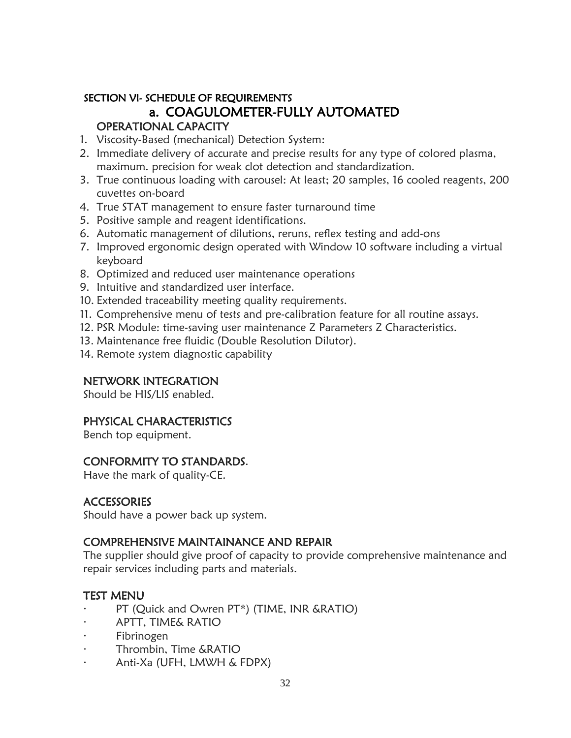## SECTION VI- SCHEDULE OF REQUIREMENTS

# a. COAGULOMETER-FULLY AUTOMATED

### OPERATIONAL CAPACITY

1. Viscosity-Based (mechanical) Detection System:
2. Immediate delivery of accurate and precise results for any type of colored plasma, maximum. precision for weak clot detection and standardization.
3. True continuous loading with carousel: At least; 20 samples, 16 cooled reagents, 200 cuvettes on-board
4. True STAT management to ensure faster turnaround time
5. Positive sample and reagent identifications.
6. Automatic management of dilutions, reruns, reflex testing and add-ons
7. Improved ergonomic design operated with Window 10 software including a virtual keyboard
8. Optimized and reduced user maintenance operations
9. Intuitive and standardized user interface.
10. Extended traceability meeting quality requirements.
11. Comprehensive menu of tests and pre-calibration feature for all routine assays.
12. PSR Module: time-saving user maintenance Z Parameters Z Characteristics.
13. Maintenance free fluidic (Double Resolution Dilutor).
14. Remote system diagnostic capability

### NETWORK INTEGRATION

Should be HIS/LIS enabled.

### PHYSICAL CHARACTERISTICS

Bench top equipment.

### CONFORMITY TO STANDARDS.

Have the mark of quality-CE.

### ACCESSORIES

Should have a power back up system.

### COMPREHENSIVE MAINTAINANCE AND REPAIR

The supplier should give proof of capacity to provide comprehensive maintenance and repair services including parts and materials.

### TEST MENU

- PT (Quick and Owren PT*) (TIME, INR &RATIO)
- APTT, TIME& RATIO
- Fibrinogen
- Thrombin, Time &RATIO
- Anti-Xa (UFH, LMWH & FDPX)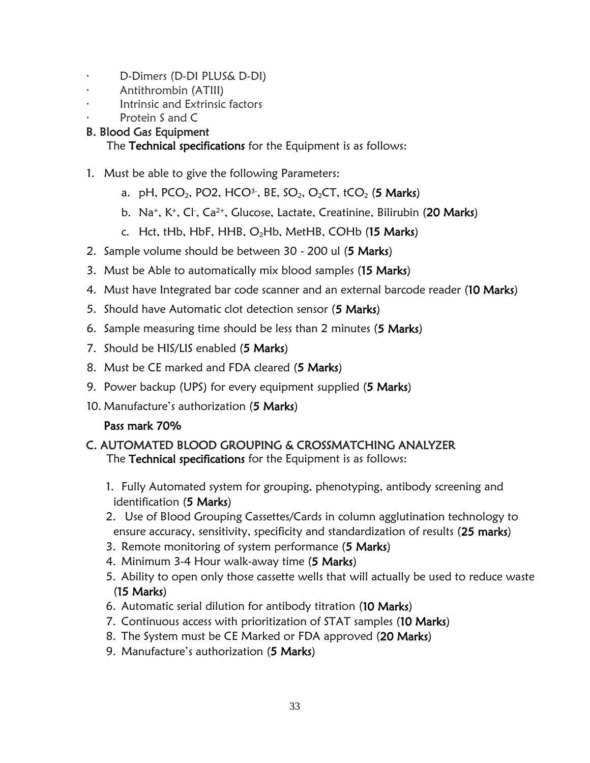- D-Dimers (D-DI PLUS& D-DI)
- Antithrombin (ATIII)
- Intrinsic and Extrinsic factors
- Protein S and C

**B. Blood Gas Equipment**

The **Technical specifications** for the Equipment is as follows:

1. Must be able to give the following Parameters:
    a. pH, $PCO_2$, PO2, $HCO^{3-}$, BE, $SO_2$, $O_2CT$, $tCO_2$ (**5 Marks**)
    b. $Na^+$, $K^+$, $Cl^-$, $Ca^{2+}$, Glucose, Lactate, Creatinine, Bilirubin (**20 Marks**)
    c. Hct, tHb, HbF, HHB, $O_2Hb$, MetHB, COHb (**15 Marks**)
2. Sample volume should be between 30 - 200 ul (**5 Marks**)
3. Must be Able to automatically mix blood samples (**15 Marks**)
4. Must have Integrated bar code scanner and an external barcode reader (**10 Marks**)
5. Should have Automatic clot detection sensor (**5 Marks**)
6. Sample measuring time should be less than 2 minutes (**5 Marks**)
7. Should be HIS/LIS enabled (**5 Marks**)
8. Must be CE marked and FDA cleared (**5 Marks**)
9. Power backup (UPS) for every equipment supplied (**5 Marks**)
10. Manufacture's authorization (**5 Marks**)

**Pass mark 70%**

**C. AUTOMATED BLOOD GROUPING & CROSSMATCHING ANALYZER**

The **Technical specifications** for the Equipment is as follows:

1. Fully Automated system for grouping, phenotyping, antibody screening and identification (**5 Marks**)
2. Use of Blood Grouping Cassettes/Cards in column agglutination technology to ensure accuracy, sensitivity, specificity and standardization of results (**25 marks**)
3. Remote monitoring of system performance (**5 Marks**)
4. Minimum 3-4 Hour walk-away time (**5 Marks**)
5. Ability to open only those cassette wells that will actually be used to reduce waste (**15 Marks**)
6. Automatic serial dilution for antibody titration (**10 Marks**)
7. Continuous access with prioritization of STAT samples (**10 Marks**)
8. The System must be CE Marked or FDA approved (**20 Marks**)
9. Manufacture's authorization (**5 Marks**)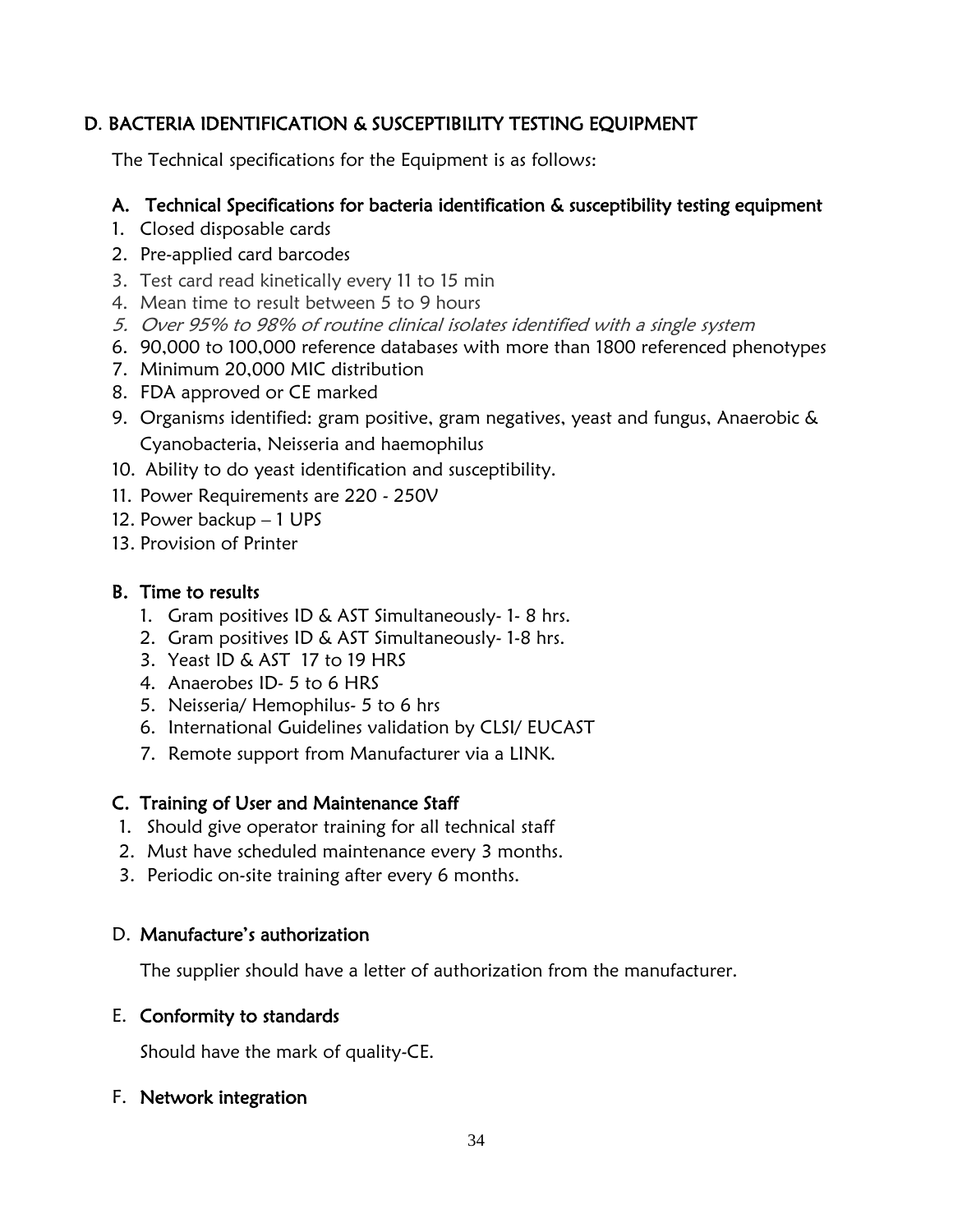## D. BACTERIA IDENTIFICATION & SUSCEPTIBILITY TESTING EQUIPMENT

The Technical specifications for the Equipment is as follows:

### A. Technical Specifications for bacteria identification & susceptibility testing equipment

1. Closed disposable cards
2. Pre-applied card barcodes
3. Test card read kinetically every 11 to 15 min
4. Mean time to result between 5 to 9 hours
5. *Over 95% to 98% of routine clinical isolates identified with a single system*
6. 90,000 to 100,000 reference databases with more than 1800 referenced phenotypes
7. Minimum 20,000 MIC distribution
8. FDA approved or CE marked
9. Organisms identified: gram positive, gram negatives, yeast and fungus, Anaerobic & Cyanobacteria, Neisseria and haemophilus
10. Ability to do yeast identification and susceptibility.
11. Power Requirements are 220 - 250V
12. Power backup – 1 UPS
13. Provision of Printer

### B. Time to results

1. Gram positives ID & AST Simultaneously- 1- 8 hrs.
2. Gram positives ID & AST Simultaneously- 1-8 hrs.
3. Yeast ID & AST 17 to 19 HRS
4. Anaerobes ID- 5 to 6 HRS
5. Neisseria/ Hemophilus- 5 to 6 hrs
6. International Guidelines validation by CLSI/ EUCAST
7. Remote support from Manufacturer via a LINK.

### C. Training of User and Maintenance Staff

1. Should give operator training for all technical staff
2. Must have scheduled maintenance every 3 months.
3. Periodic on-site training after every 6 months.

### D. Manufacture's authorization

The supplier should have a letter of authorization from the manufacturer.

### E. Conformity to standards

Should have the mark of quality-CE.

### F. Network integration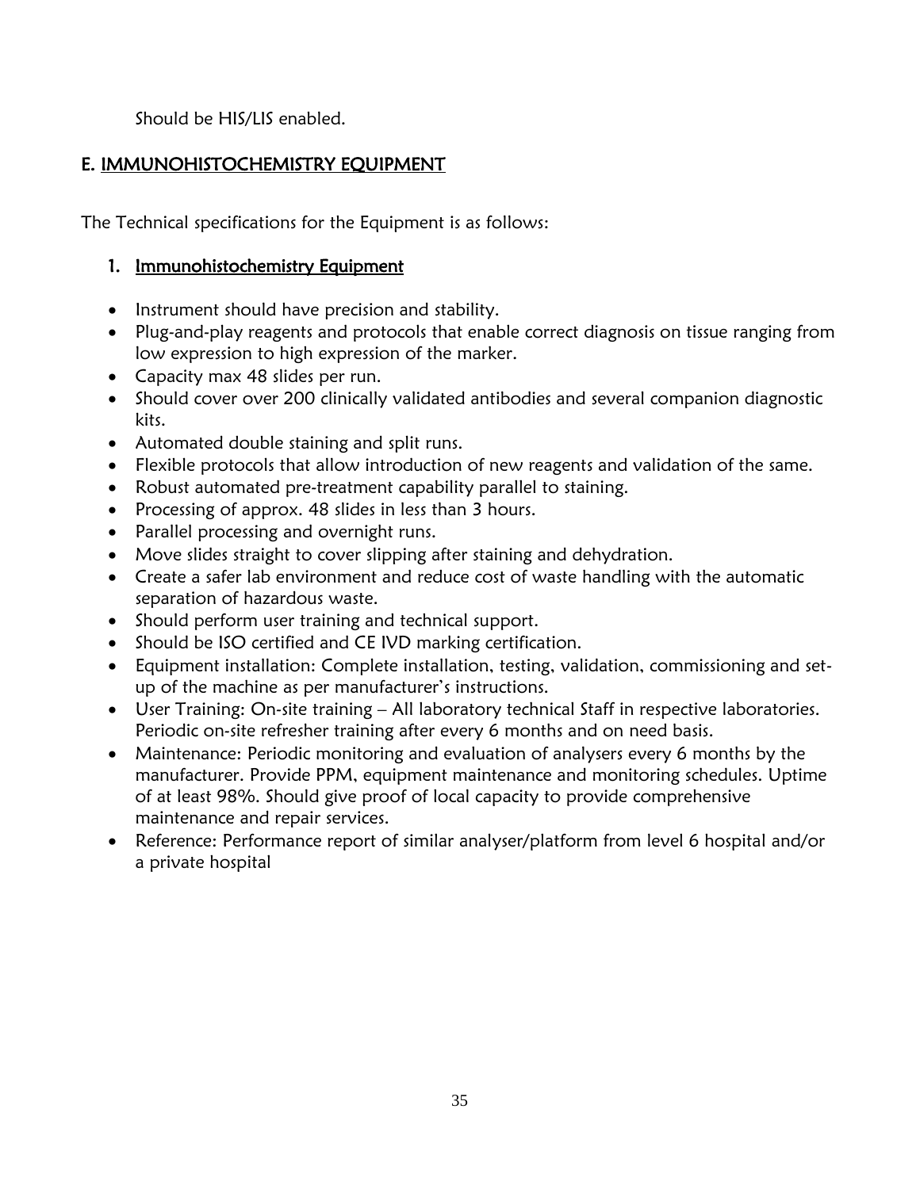Should be HIS/LIS enabled.

## E. IMMUNOHISTOCHEMISTRY EQUIPMENT

The Technical specifications for the Equipment is as follows:

### 1. Immunohistochemistry Equipment

- Instrument should have precision and stability.
- Plug-and-play reagents and protocols that enable correct diagnosis on tissue ranging from low expression to high expression of the marker.
- Capacity max 48 slides per run.
- Should cover over 200 clinically validated antibodies and several companion diagnostic kits.
- Automated double staining and split runs.
- Flexible protocols that allow introduction of new reagents and validation of the same.
- Robust automated pre-treatment capability parallel to staining.
- Processing of approx. 48 slides in less than 3 hours.
- Parallel processing and overnight runs.
- Move slides straight to cover slipping after staining and dehydration.
- Create a safer lab environment and reduce cost of waste handling with the automatic separation of hazardous waste.
- Should perform user training and technical support.
- Should be ISO certified and CE IVD marking certification.
- Equipment installation: Complete installation, testing, validation, commissioning and set-up of the machine as per manufacturer's instructions.
- User Training: On-site training – All laboratory technical Staff in respective laboratories. Periodic on-site refresher training after every 6 months and on need basis.
- Maintenance: Periodic monitoring and evaluation of analysers every 6 months by the manufacturer. Provide PPM, equipment maintenance and monitoring schedules. Uptime of at least 98%. Should give proof of local capacity to provide comprehensive maintenance and repair services.
- Reference: Performance report of similar analyser/platform from level 6 hospital and/or a private hospital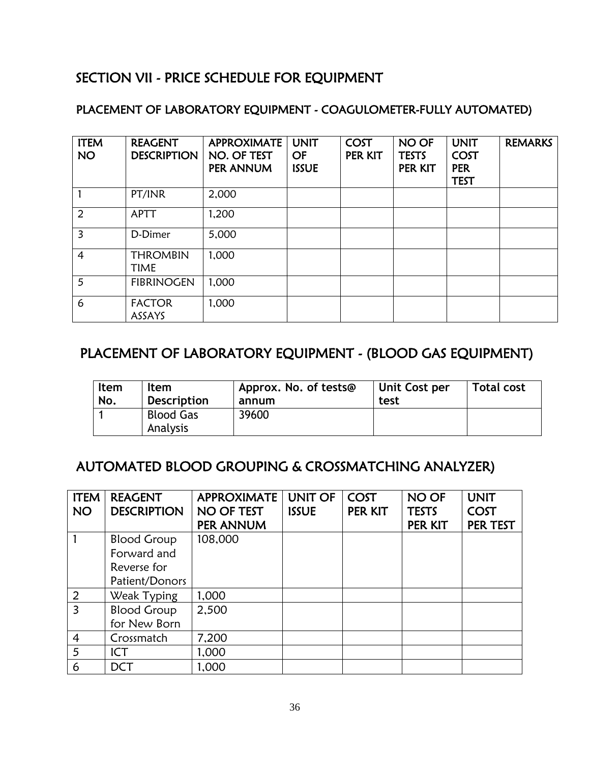# SECTION VII - PRICE SCHEDULE FOR EQUIPMENT

## PLACEMENT OF LABORATORY EQUIPMENT - COAGULOMETER-FULLY AUTOMATED)

| ITEM NO | REAGENT DESCRIPTION | APPROXIMATE NO. OF TEST PER ANNUM | UNIT OF ISSUE | COST PER KIT | NO OF TESTS PER KIT | UNIT COST PER TEST | REMARKS |
|---|---|---|---|---|---|---|---|
| 1 | PT/INR | 2,000 | | | | | |
| 2 | APTT | 1,200 | | | | | |
| 3 | D-Dimer | 5,000 | | | | | |
| 4 | THROMBIN TIME | 1,000 | | | | | |
| 5 | FIBRINOGEN | 1,000 | | | | | |
| 6 | FACTOR ASSAYS | 1,000 | | | | | |

## PLACEMENT OF LABORATORY EQUIPMENT - (BLOOD GAS EQUIPMENT)

| Item No. | Item Description | Approx. No. of tests@ annum | Unit Cost per test | Total cost |
|---|---|---|---|---|
| 1 | Blood Gas Analysis | 39600 | | |

## AUTOMATED BLOOD GROUPING & CROSSMATCHING ANALYZER)

| ITEM NO | REAGENT DESCRIPTION | APPROXIMATE NO OF TEST PER ANNUM | UNIT OF ISSUE | COST PER KIT | NO OF TESTS PER KIT | UNIT COST PER TEST |
|---|---|---|---|---|---|---|
| 1 | Blood Group Forward and Reverse for Patient/Donors | 108,000 | | | | |
| 2 | Weak Typing | 1,000 | | | | |
| 3 | Blood Group for New Born | 2,500 | | | | |
| 4 | Crossmatch | 7,200 | | | | |
| 5 | ICT | 1,000 | | | | |
| 6 | DCT | 1,000 | | | | |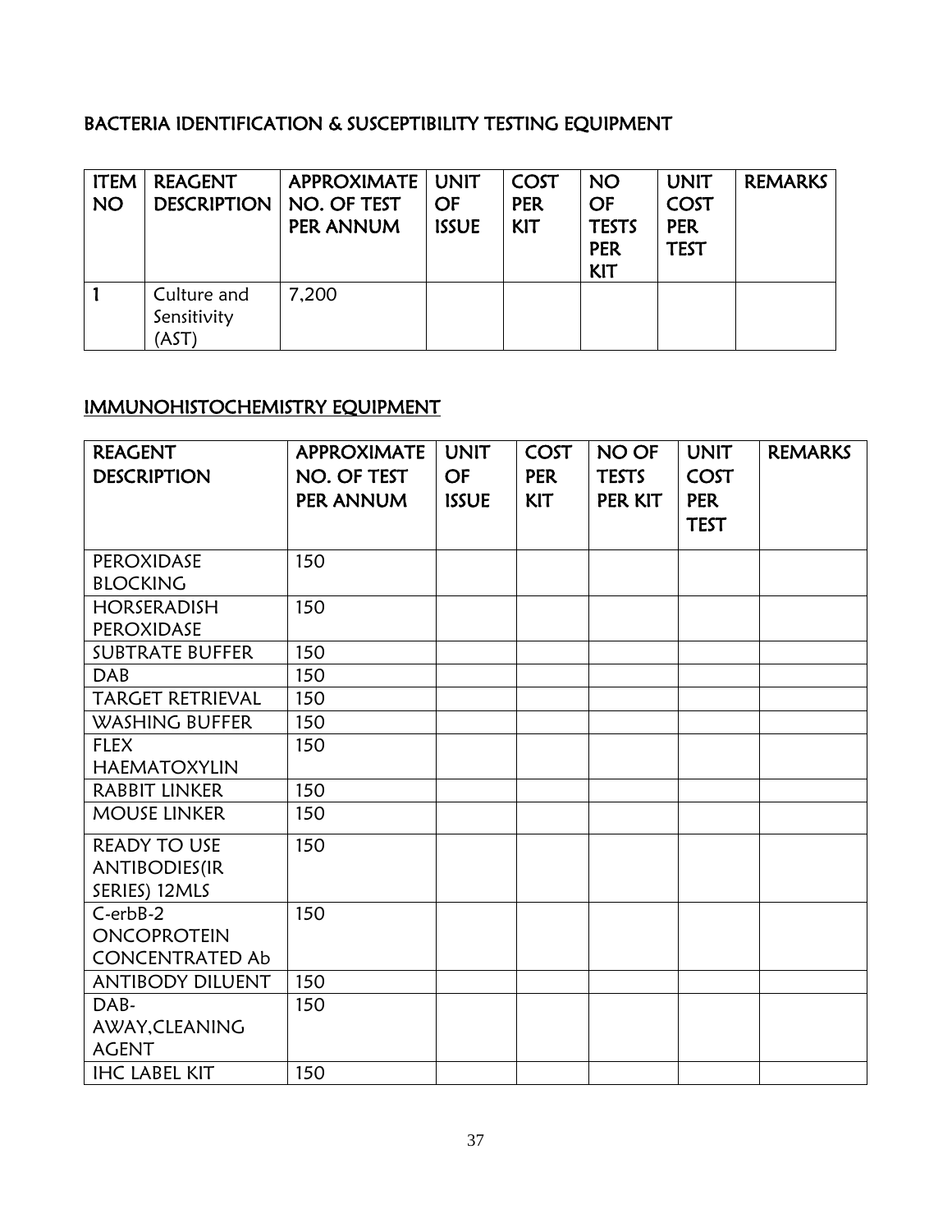## BACTERIA IDENTIFICATION & SUSCEPTIBILITY TESTING EQUIPMENT

| ITEM NO | REAGENT DESCRIPTION | APPROXIMATE NO. OF TEST PER ANNUM | UNIT OF ISSUE | COST PER KIT | NO OF TESTS PER KIT | UNIT COST PER TEST | REMARKS |
|---|---|---|---|---|---|---|---|
| 1 | Culture and Sensitivity (AST) | 7,200 | | | | | |

## IMMUNOHISTOCHEMISTRY EQUIPMENT

| REAGENT DESCRIPTION | APPROXIMATE NO. OF TEST PER ANNUM | UNIT OF ISSUE | COST PER KIT | NO OF TESTS PER KIT | UNIT COST PER TEST | REMARKS |
|---|---|---|---|---|---|---|
| PEROXIDASE BLOCKING | 150 | | | | | |
| HORSERADISH PEROXIDASE | 150 | | | | | |
| SUBTRATE BUFFER | 150 | | | | | |
| DAB | 150 | | | | | |
| TARGET RETRIEVAL | 150 | | | | | |
| WASHING BUFFER | 150 | | | | | |
| FLEX HAEMATOXYLIN | 150 | | | | | |
| RABBIT LINKER | 150 | | | | | |
| MOUSE LINKER | 150 | | | | | |
| READY TO USE ANTIBODIES(IR SERIES) 12MLS | 150 | | | | | |
| C-erbB-2 ONCOPROTEIN CONCENTRATED Ab | 150 | | | | | |
| ANTIBODY DILUENT | 150 | | | | | |
| DAB-AWAY,CLEANING AGENT | 150 | | | | | |
| IHC LABEL KIT | 150 | | | | | |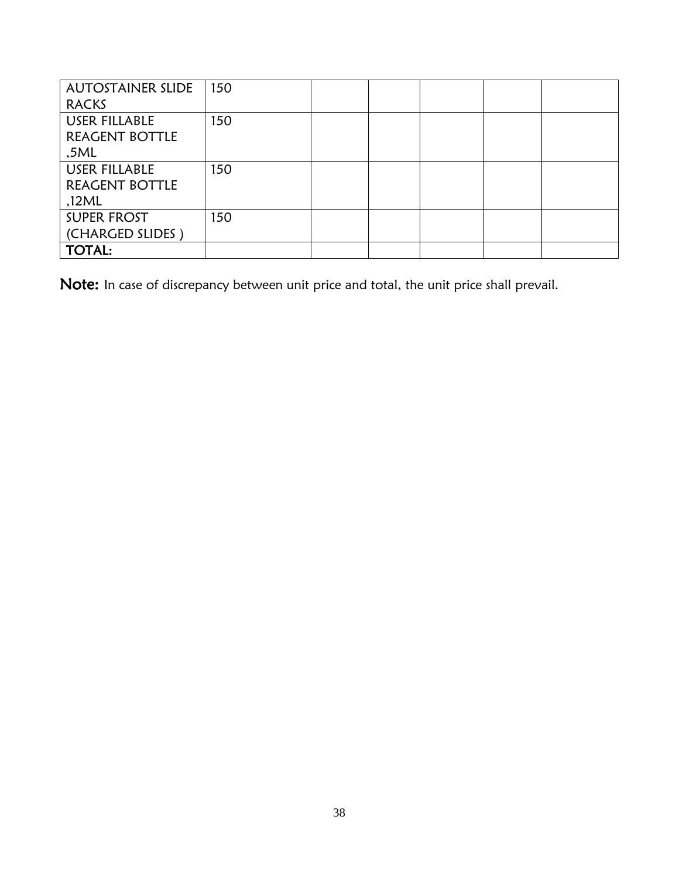| AUTOSTAINER SLIDE RACKS | 150 | | | | | |
|---|---|---|---|---|---|---|
| USER FILLABLE REAGENT BOTTLE ,5ML | 150 | | | | | |
| USER FILLABLE REAGENT BOTTLE ,12ML | 150 | | | | | |
| SUPER FROST (CHARGED SLIDES ) | 150 | | | | | |
| **TOTAL:** | | | | | | |

**Note:** In case of discrepancy between unit price and total, the unit price shall prevail.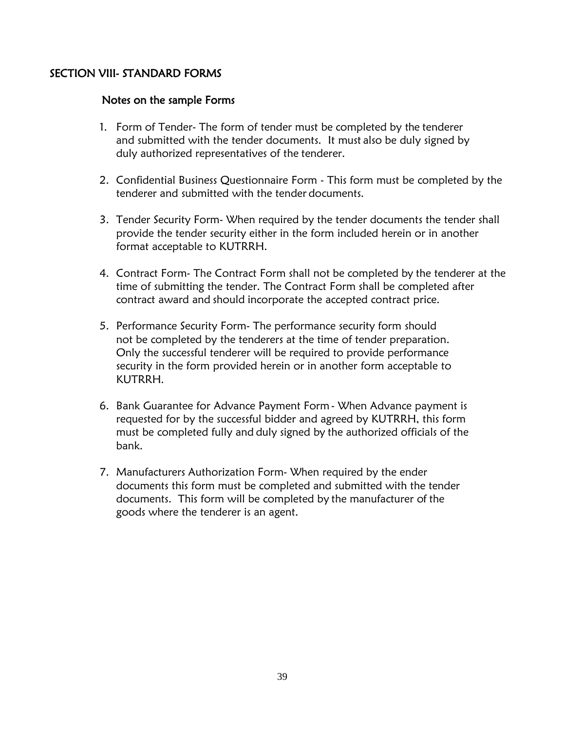## SECTION VIII- STANDARD FORMS

### Notes on the sample Forms

1. Form of Tender- The form of tender must be completed by the tenderer and submitted with the tender documents. It must also be duly signed by duly authorized representatives of the tenderer.

2. Confidential Business Questionnaire Form - This form must be completed by the tenderer and submitted with the tender documents.

3. Tender Security Form- When required by the tender documents the tender shall provide the tender security either in the form included herein or in another format acceptable to KUTRRH.

4. Contract Form- The Contract Form shall not be completed by the tenderer at the time of submitting the tender. The Contract Form shall be completed after contract award and should incorporate the accepted contract price.

5. Performance Security Form- The performance security form should not be completed by the tenderers at the time of tender preparation. Only the successful tenderer will be required to provide performance security in the form provided herein or in another form acceptable to KUTRRH.

6. Bank Guarantee for Advance Payment Form - When Advance payment is requested for by the successful bidder and agreed by KUTRRH, this form must be completed fully and duly signed by the authorized officials of the bank.

7. Manufacturers Authorization Form- When required by the ender documents this form must be completed and submitted with the tender documents. This form will be completed by the manufacturer of the goods where the tenderer is an agent.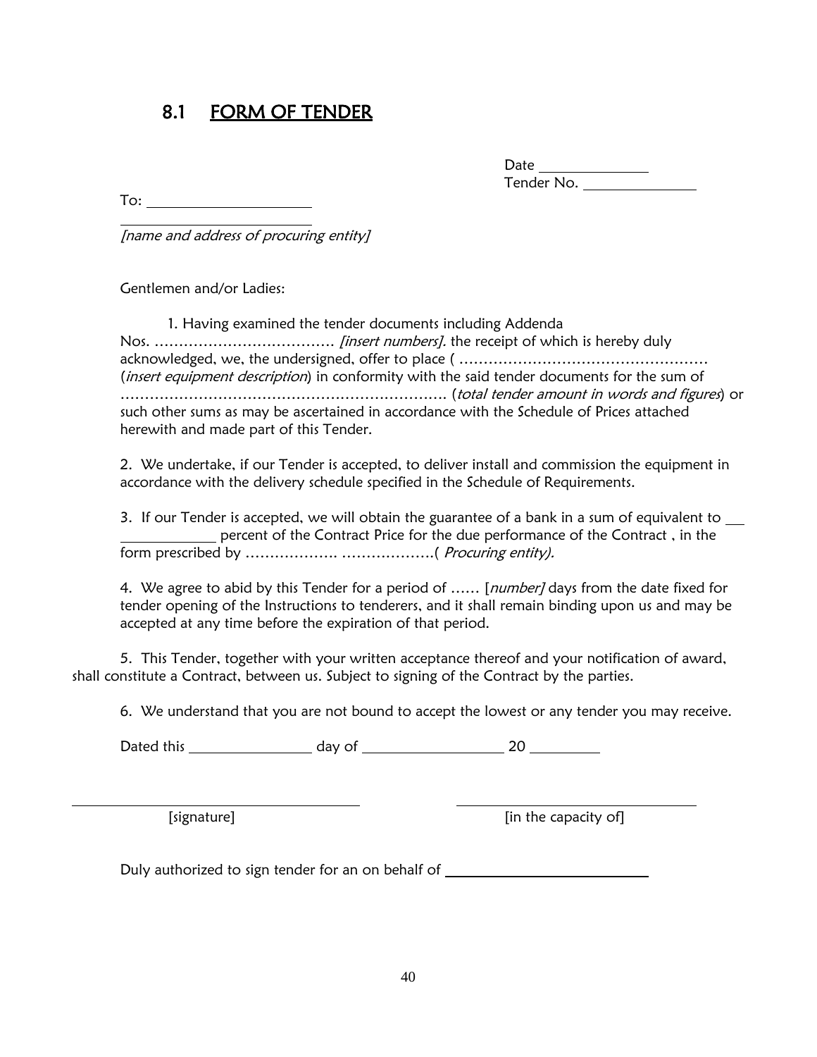## 8.1 FORM OF TENDER

Date ______________
Tender No. ______________

To: ______________________
______________________
*[name and address of procuring entity]*

Gentlemen and/or Ladies:

1. Having examined the tender documents including Addenda Nos. ………………………………. *[insert numbers].* the receipt of which is hereby duly acknowledged, we, the undersigned, offer to place ( …………………………………………… (*insert equipment description*) in conformity with the said tender documents for the sum of …………………………………………………………. (*total tender amount in words and figures*) or such other sums as may be ascertained in accordance with the Schedule of Prices attached herewith and made part of this Tender.

2. We undertake, if our Tender is accepted, to deliver install and commission the equipment in accordance with the delivery schedule specified in the Schedule of Requirements.

3. If our Tender is accepted, we will obtain the guarantee of a bank in a sum of equivalent to ______________ percent of the Contract Price for the due performance of the Contract , in the form prescribed by ………………. ……………….( *Procuring entity).*

4. We agree to abid by this Tender for a period of …… [*number]* days from the date fixed for tender opening of the Instructions to tenderers, and it shall remain binding upon us and may be accepted at any time before the expiration of that period.

5. This Tender, together with your written acceptance thereof and your notification of award, shall constitute a Contract, between us. Subject to signing of the Contract by the parties.

6. We understand that you are not bound to accept the lowest or any tender you may receive.

Dated this ________________ day of __________________ 20 _________

______________________________ ______________________________
[signature] [in the capacity of]

Duly authorized to sign tender for an on behalf of ___________________________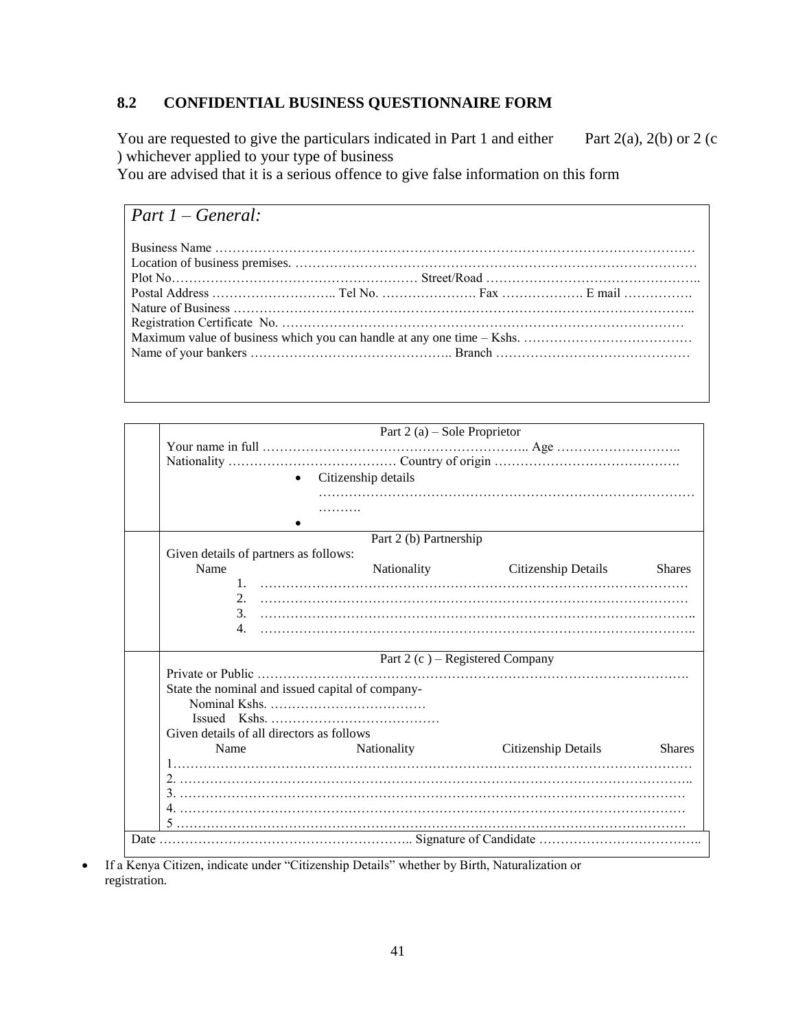## 8.2 CONFIDENTIAL BUSINESS QUESTIONNAIRE FORM

You are requested to give the particulars indicated in Part 1 and either Part 2(a), 2(b) or 2 (c ) whichever applied to your type of business

You are advised that it is a serious offence to give false information on this form

### *Part 1 – General:*

Business Name …………………………………………………………………………………………………

Location of business premises. ………………………………………………………………………………

Plot No………………………………………………… Street/Road …………………………………………..

Postal Address ……………………….. Tel No. …………………. Fax ………………. E mail …………….

Nature of Business ……………………………………………………………………………………………..

Registration Certificate No. ……………………………………………………………………………………

Maximum value of business which you can handle at any one time – Kshs. …………………………………

Name of your bankers ……………………………………….. Branch ………………………………………

---

**Part 2 (a) – Sole Proprietor**

Your name in full …………………………………………………….. Age ………………………..

Nationality ………………………………… Country of origin …………………………………….

- Citizenship details ……………………………………………………………………………………….
-

**Part 2 (b) Partnership**

Given details of partners as follows:

| Name | Nationality | Citizenship Details | Shares |
|---|---|---|---|
| 1. ………………………… | | | |
| 2. ………………………… | | | |
| 3. ………………………… | | | |
| 4. ………………………… | | | |

**Part 2 (c ) – Registered Company**

Private or Public ……………………………………………………………………………………….

State the nominal and issued capital of company-

Nominal Kshs. ………………………………

Issued Kshs. …………………………………

Given details of all directors as follows

| Name | Nationality | Citizenship Details | Shares |
|---|---|---|---|
| 1………………………… | | | |
| 2. ………………………… | | | |
| 3. ………………………… | | | |
| 4. ………………………… | | | |
| 5 ………………………… | | | |

Date ………………………………………………….. Signature of Candidate ………………………………..

- If a Kenya Citizen, indicate under "Citizenship Details" whether by Birth, Naturalization or registration.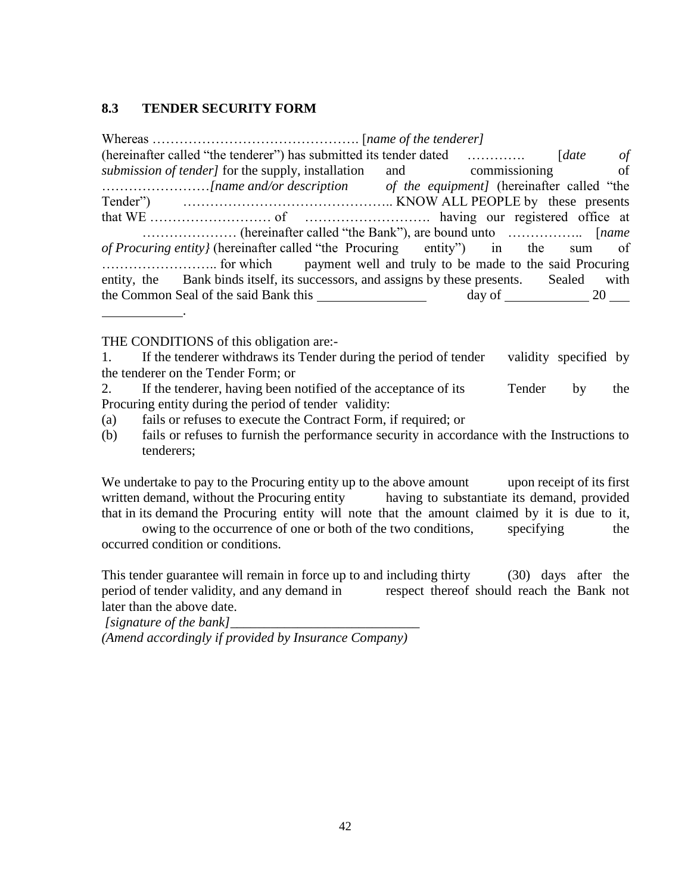### 8.3 TENDER SECURITY FORM

Whereas ………………………………………. [*name of the tenderer]* (hereinafter called "the tenderer") has submitted its tender dated …………. [*date of submission of tender]* for the supply, installation and commissioning of ……………………*[name and/or description of the equipment]* (hereinafter called "the Tender") ……………………………………….. KNOW ALL PEOPLE by these presents that WE ……………………… of ………………………. having our registered office at ………………… (hereinafter called "the Bank"), are bound unto …………….. [*name of Procuring entity}* (hereinafter called "the Procuring entity") in the sum of …………………….. for which payment well and truly to be made to the said Procuring entity, the Bank binds itself, its successors, and assigns by these presents. Sealed with the Common Seal of the said Bank this ________________ day of ____________ 20 ___ ____________.

THE CONDITIONS of this obligation are:-

1. If the tenderer withdraws its Tender during the period of tender validity specified by the tenderer on the Tender Form; or
2. If the tenderer, having been notified of the acceptance of its Tender by the Procuring entity during the period of tender validity:

(a) fails or refuses to execute the Contract Form, if required; or

(b) fails or refuses to furnish the performance security in accordance with the Instructions to tenderers;

We undertake to pay to the Procuring entity up to the above amount upon receipt of its first written demand, without the Procuring entity having to substantiate its demand, provided that in its demand the Procuring entity will note that the amount claimed by it is due to it, owing to the occurrence of one or both of the two conditions, specifying the occurred condition or conditions.

This tender guarantee will remain in force up to and including thirty (30) days after the period of tender validity, and any demand in respect thereof should reach the Bank not later than the above date.

*[signature of the bank]*____________________________

*(Amend accordingly if provided by Insurance Company)*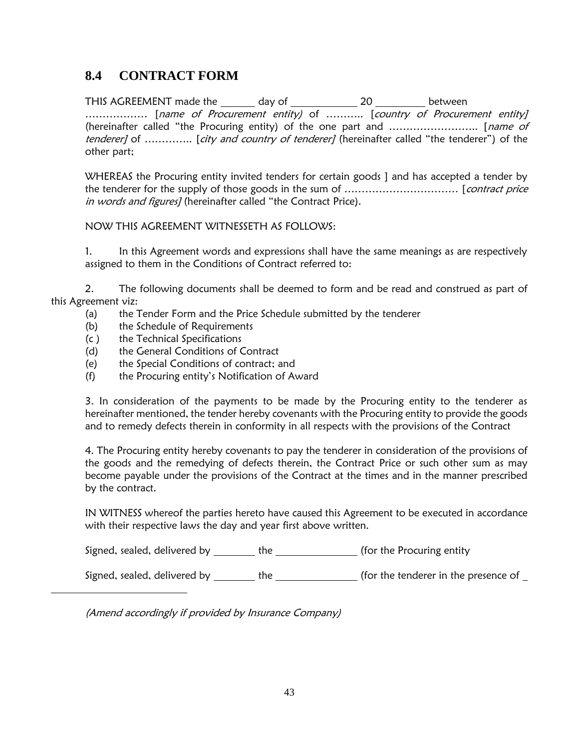## 8.4 CONTRACT FORM

THIS AGREEMENT made the ______ day of ____________ 20 _________ between ……………… [*name of Procurement entity)* of ……….. [*country of Procurement entity]* (hereinafter called "the Procuring entity) of the one part and …………………….. [*name of tenderer]* of …………. [*city and country of tenderer]* (hereinafter called "the tenderer") of the other part;

WHEREAS the Procuring entity invited tenders for certain goods ] and has accepted a tender by the tenderer for the supply of those goods in the sum of …………………………… [*contract price in words and figures]* (hereinafter called "the Contract Price).

NOW THIS AGREEMENT WITNESSETH AS FOLLOWS:

1. In this Agreement words and expressions shall have the same meanings as are respectively assigned to them in the Conditions of Contract referred to:

2. The following documents shall be deemed to form and be read and construed as part of this Agreement viz:
   - (a) the Tender Form and the Price Schedule submitted by the tenderer
   - (b) the Schedule of Requirements
   - (c ) the Technical Specifications
   - (d) the General Conditions of Contract
   - (e) the Special Conditions of contract; and
   - (f) the Procuring entity's Notification of Award

3. In consideration of the payments to be made by the Procuring entity to the tenderer as hereinafter mentioned, the tender hereby covenants with the Procuring entity to provide the goods and to remedy defects therein in conformity in all respects with the provisions of the Contract

4. The Procuring entity hereby covenants to pay the tenderer in consideration of the provisions of the goods and the remedying of defects therein, the Contract Price or such other sum as may become payable under the provisions of the Contract at the times and in the manner prescribed by the contract.

IN WITNESS whereof the parties hereto have caused this Agreement to be executed in accordance with their respective laws the day and year first above written.

Signed, sealed, delivered by ________ the _______________ (for the Procuring entity

Signed, sealed, delivered by ________ the _______________ (for the tenderer in the presence of _

_________________________

*(Amend accordingly if provided by Insurance Company)*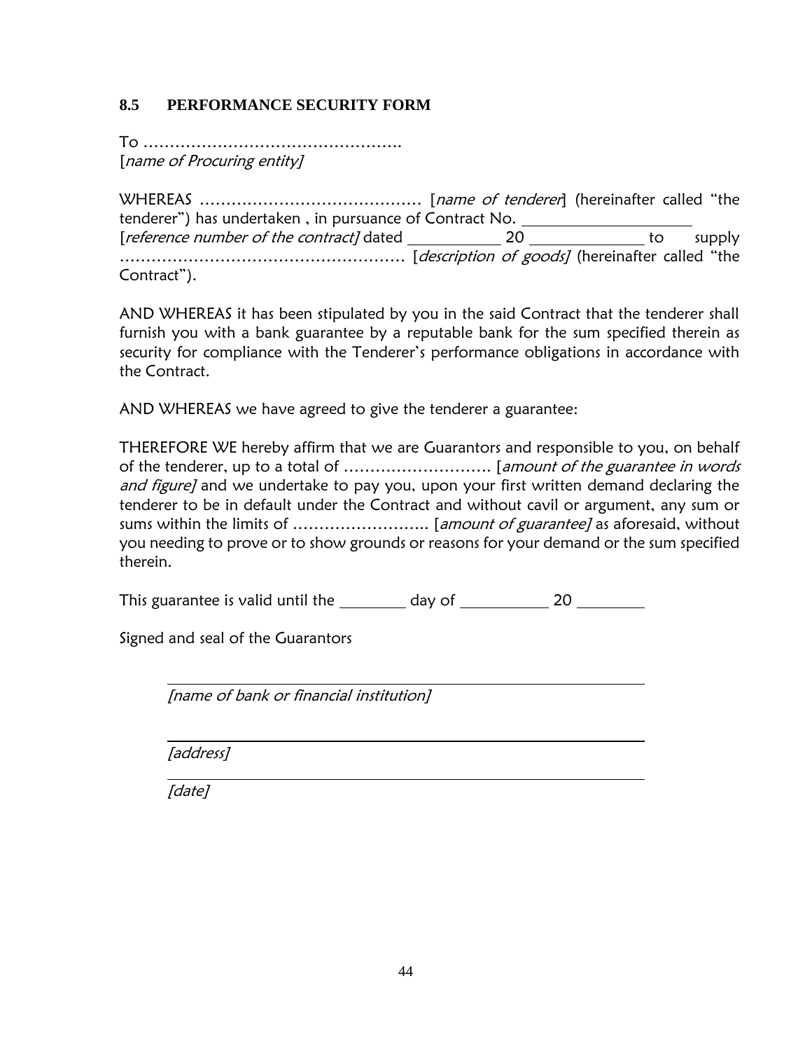### 8.5 PERFORMANCE SECURITY FORM

To …………………………………………….
[*name of Procuring entity]*

WHEREAS …………………………………… [*name of tenderer*] (hereinafter called "the tenderer") has undertaken , in pursuance of Contract No. ____________________ [*reference number of the contract]* dated ___________ 20 ______________ to supply ……………………………………………… [*description of goods]* (hereinafter called "the Contract").

AND WHEREAS it has been stipulated by you in the said Contract that the tenderer shall furnish you with a bank guarantee by a reputable bank for the sum specified therein as security for compliance with the Tenderer's performance obligations in accordance with the Contract.

AND WHEREAS we have agreed to give the tenderer a guarantee:

THEREFORE WE hereby affirm that we are Guarantors and responsible to you, on behalf of the tenderer, up to a total of ………………………. [*amount of the guarantee in words and figure]* and we undertake to pay you, upon your first written demand declaring the tenderer to be in default under the Contract and without cavil or argument, any sum or sums within the limits of …………………….. [*amount of guarantee]* as aforesaid, without you needing to prove or to show grounds or reasons for your demand or the sum specified therein.

This guarantee is valid until the ________ day of ___________ 20 ________

Signed and seal of the Guarantors

_______________________________________________
*[name of bank or financial institution]*

_______________________________________________
*[address]*

_______________________________________________
*[date]*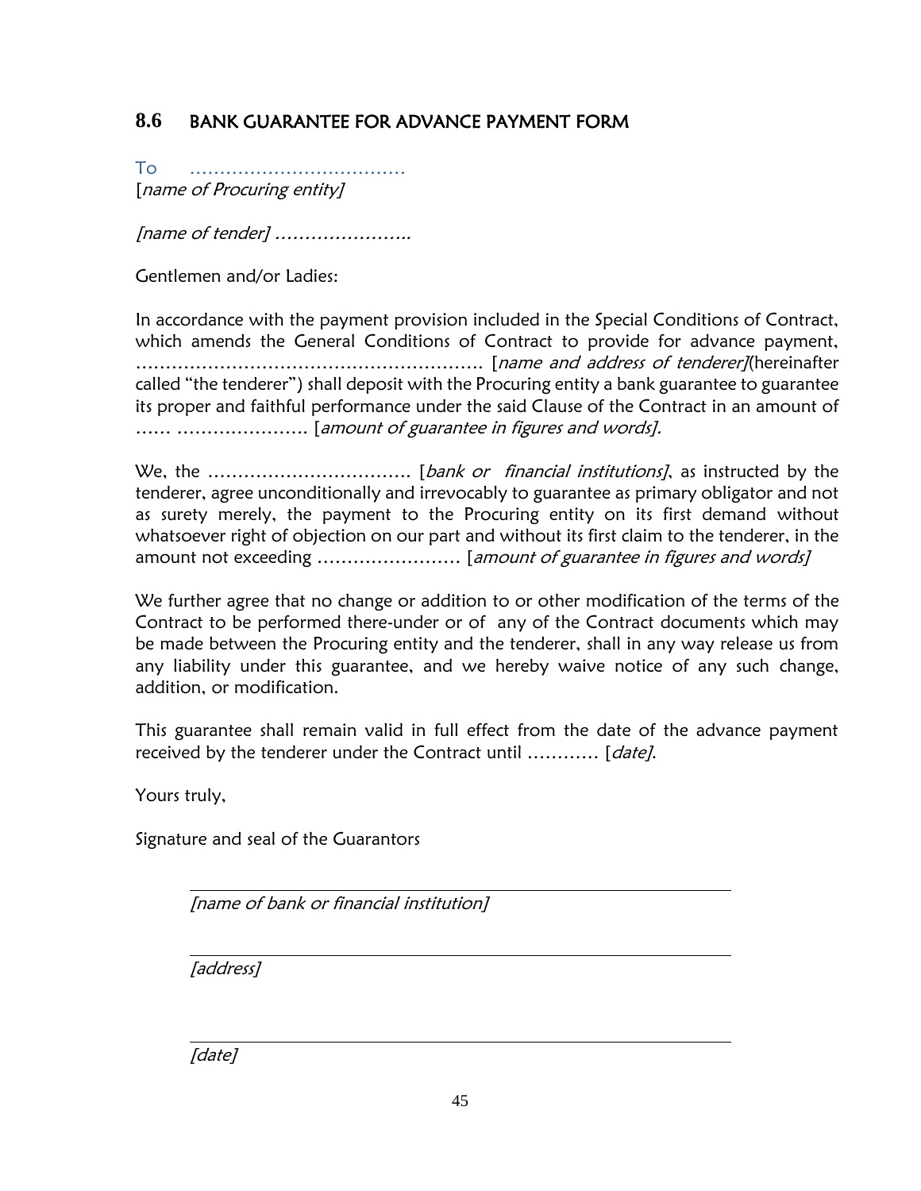## 8.6 BANK GUARANTEE FOR ADVANCE PAYMENT FORM

To ……………………………….
[*name of Procuring entity]*

*[name of tender]* …………………..

Gentlemen and/or Ladies:

In accordance with the payment provision included in the Special Conditions of Contract, which amends the General Conditions of Contract to provide for advance payment, …………………………………………………. [*name and address of tenderer]*(hereinafter called "the tenderer") shall deposit with the Procuring entity a bank guarantee to guarantee its proper and faithful performance under the said Clause of the Contract in an amount of …… …………………. [*amount of guarantee in figures and words].*

We, the ……………………………. [*bank or financial institutions]*, as instructed by the tenderer, agree unconditionally and irrevocably to guarantee as primary obligator and not as surety merely, the payment to the Procuring entity on its first demand without whatsoever right of objection on our part and without its first claim to the tenderer, in the amount not exceeding …………………… [*amount of guarantee in figures and words]*

We further agree that no change or addition to or other modification of the terms of the Contract to be performed there-under or of any of the Contract documents which may be made between the Procuring entity and the tenderer, shall in any way release us from any liability under this guarantee, and we hereby waive notice of any such change, addition, or modification.

This guarantee shall remain valid in full effect from the date of the advance payment received by the tenderer under the Contract until ………… [*date]*.

Yours truly,

Signature and seal of the Guarantors

_____________________________________________
*[name of bank or financial institution]*

_____________________________________________
*[address]*

_____________________________________________
*[date]*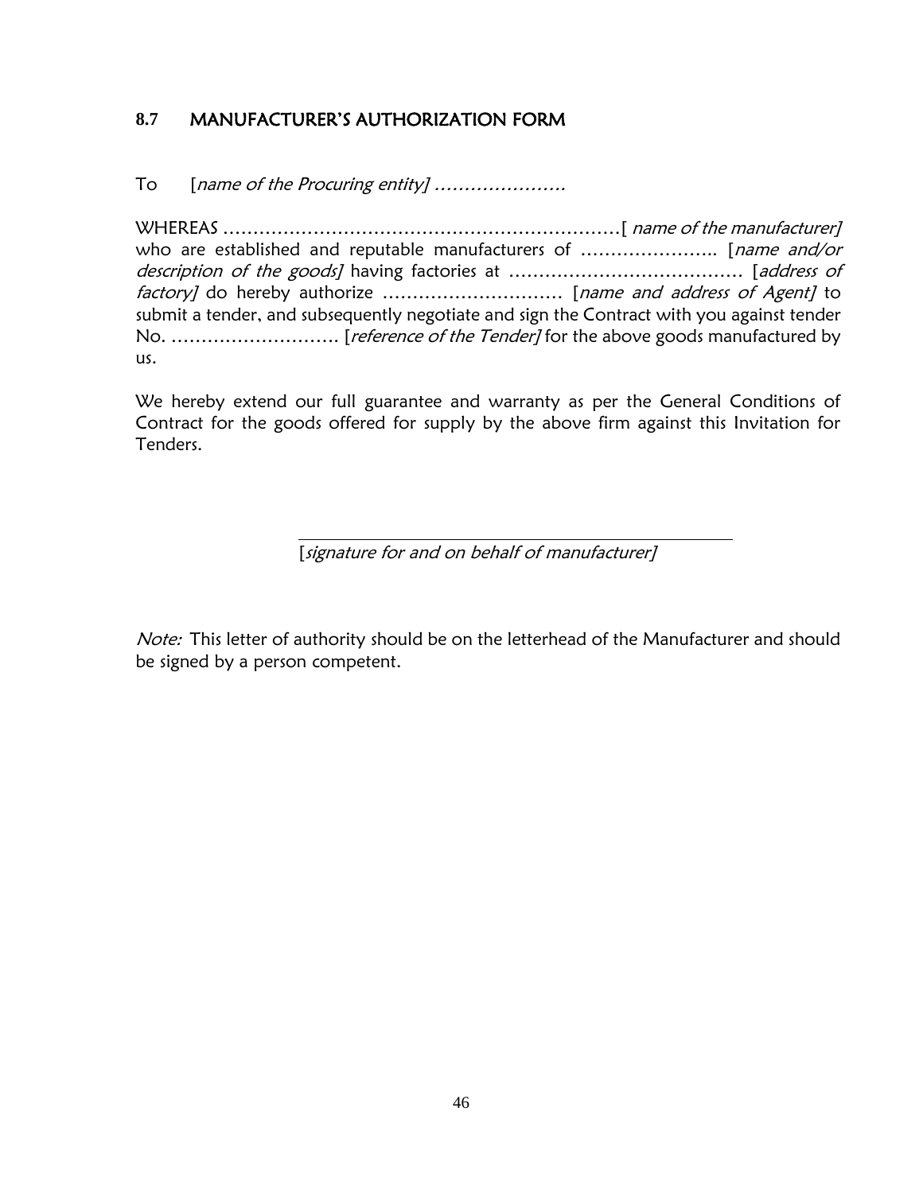## 8.7 MANUFACTURER'S AUTHORIZATION FORM

To [*name of the Procuring entity*] ………………….

WHEREAS …………………………………………………………[ *name of the manufacturer*] who are established and reputable manufacturers of ………………….. [*name and/or description of the goods*] having factories at ………………………………… [*address of factory*] do hereby authorize ………………………… [*name and address of Agent*] to submit a tender, and subsequently negotiate and sign the Contract with you against tender No. ………………………. [*reference of the Tender*] for the above goods manufactured by us.

We hereby extend our full guarantee and warranty as per the General Conditions of Contract for the goods offered for supply by the above firm against this Invitation for Tenders.

\_\_\_\_\_\_\_\_\_\_\_\_\_\_\_\_\_\_\_\_\_\_\_\_\_\_\_\_\_\_\_\_\_\_\_\_\_\_\_\_\_\_

[*signature for and on behalf of manufacturer*]

*Note:* This letter of authority should be on the letterhead of the Manufacturer and should be signed by a person competent.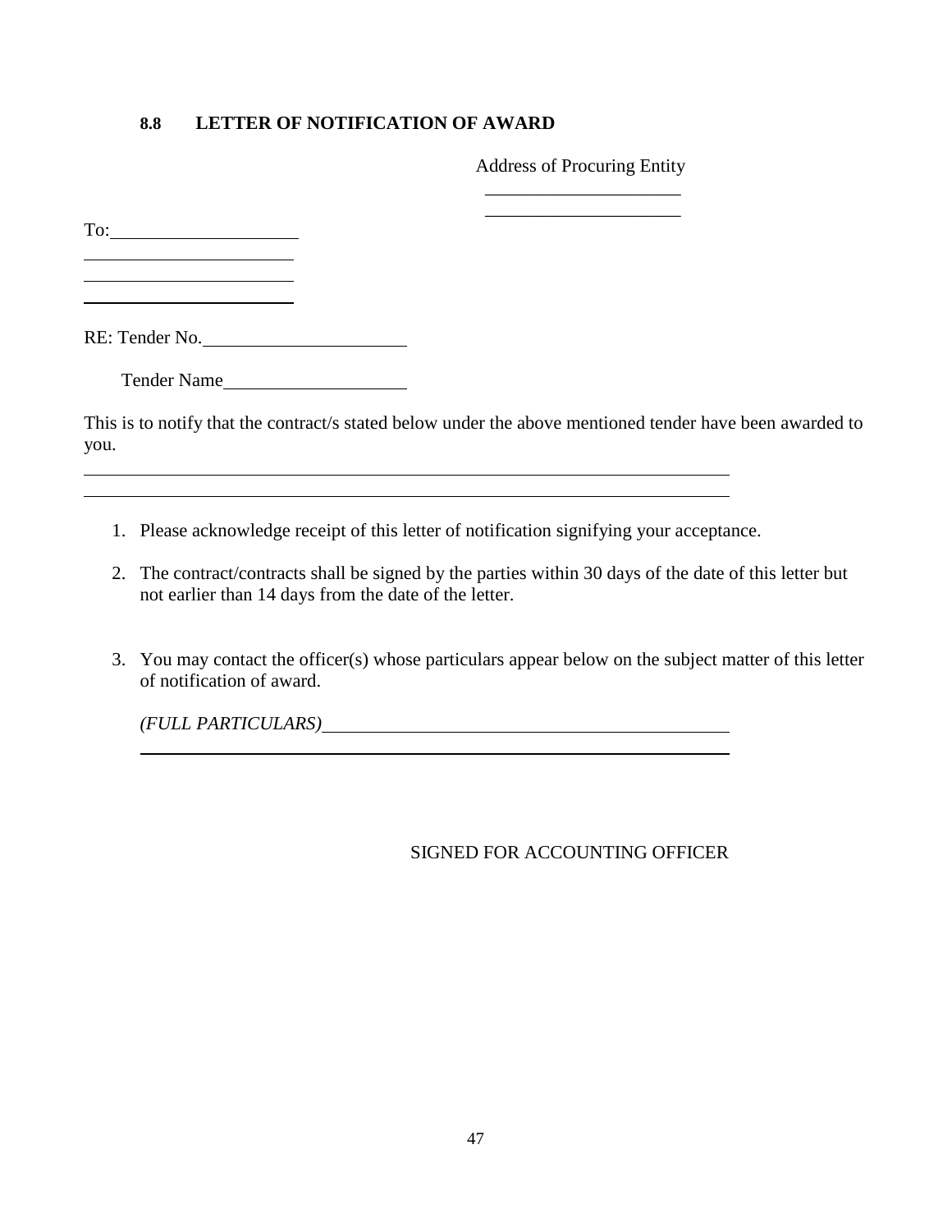### 8.8 LETTER OF NOTIFICATION OF AWARD

Address of Procuring Entity

_____________________

_____________________

To:____________________

______________________

______________________

______________________

RE: Tender No.______________________

Tender Name____________________

This is to notify that the contract/s stated below under the above mentioned tender have been awarded to you.

___________________________________________________________________________

___________________________________________________________________________

1. Please acknowledge receipt of this letter of notification signifying your acceptance.

2. The contract/contracts shall be signed by the parties within 30 days of the date of this letter but not earlier than 14 days from the date of the letter.

3. You may contact the officer(s) whose particulars appear below on the subject matter of this letter of notification of award.

   *(FULL PARTICULARS)*_____________________________________________

   ___________________________________________________________________

SIGNED FOR ACCOUNTING OFFICER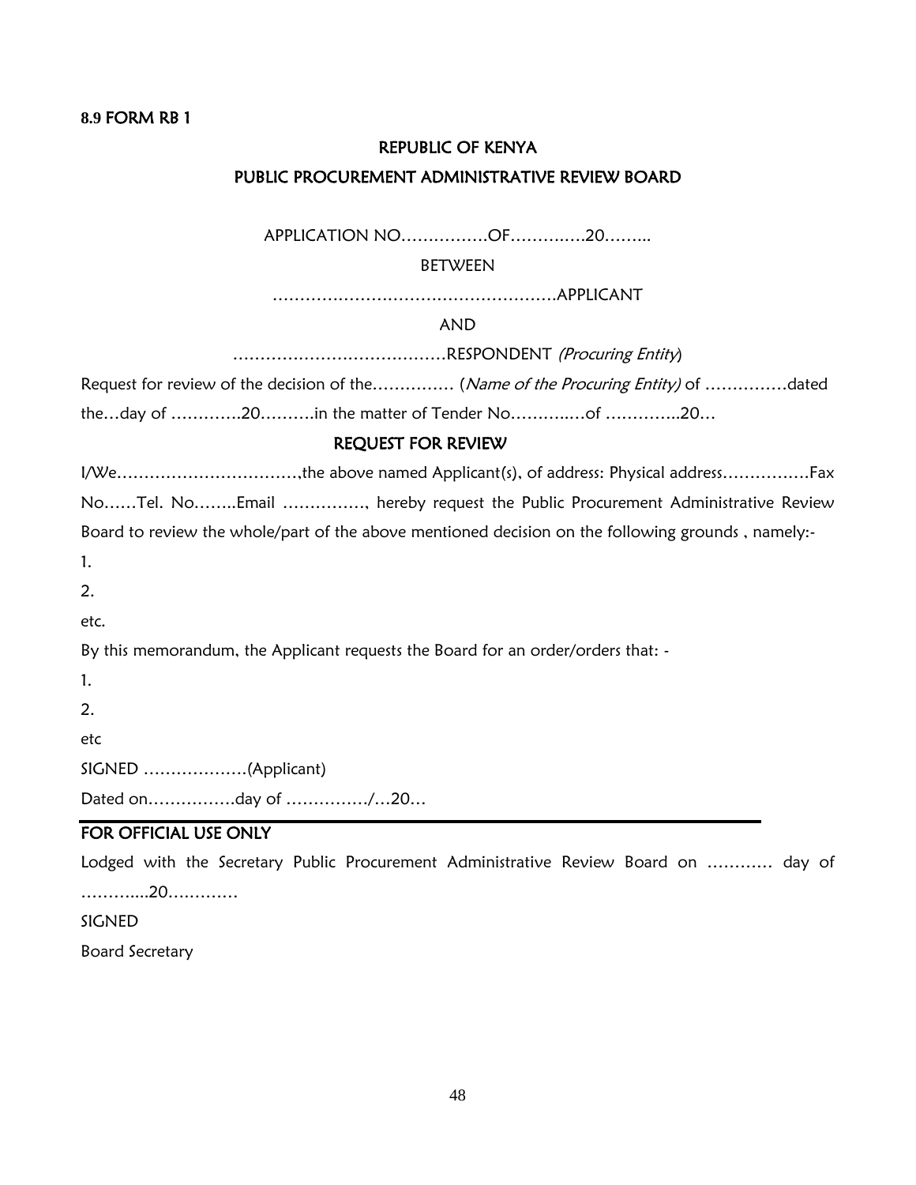**8.9 FORM RB 1**

**REPUBLIC OF KENYA**

**PUBLIC PROCUREMENT ADMINISTRATIVE REVIEW BOARD**

APPLICATION NO…………….OF……….….20……..

BETWEEN

…………………………………………….APPLICANT

AND

…………………………………RESPONDENT *(Procuring Entity)*

Request for review of the decision of the…………… (*Name of the Procuring Entity)* of ……………dated the…day of ………….20……….in the matter of Tender No………..…of …………..20…

**REQUEST FOR REVIEW**

I/We……………………………,the above named Applicant(s), of address: Physical address…………….Fax No……Tel. No……..Email ……………, hereby request the Public Procurement Administrative Review Board to review the whole/part of the above mentioned decision on the following grounds , namely:-

1.

2.

etc.

By this memorandum, the Applicant requests the Board for an order/orders that: -

1.

2.

etc

SIGNED ……………….(Applicant)

Dated on…………….day of ……………/…20…

---

**FOR OFFICIAL USE ONLY**

Lodged with the Secretary Public Procurement Administrative Review Board on ………… day of ………....20….………

SIGNED

Board Secretary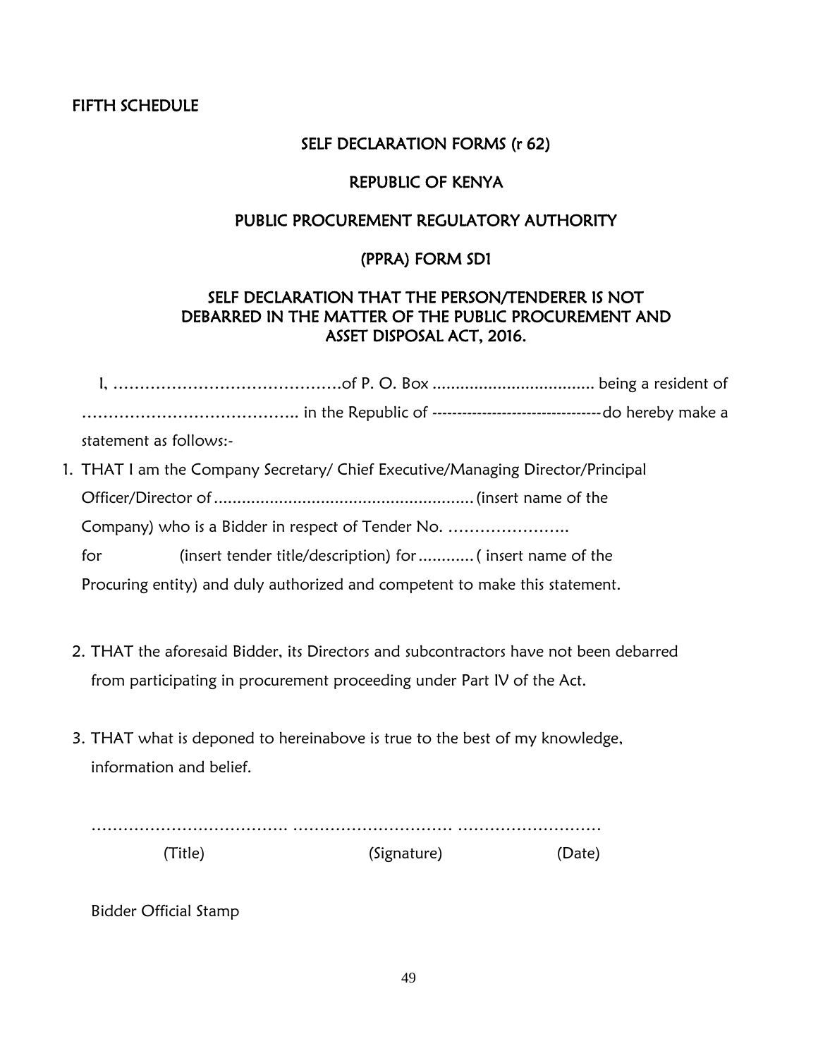FIFTH SCHEDULE

## SELF DECLARATION FORMS (r 62)

## REPUBLIC OF KENYA

## PUBLIC PROCUREMENT REGULATORY AUTHORITY

## (PPRA) FORM SD1

## SELF DECLARATION THAT THE PERSON/TENDERER IS NOT DEBARRED IN THE MATTER OF THE PUBLIC PROCUREMENT AND ASSET DISPOSAL ACT, 2016.

I, ……………………………………of P. O. Box .................................. being a resident of ………………………………….. in the Republic of ---------------------------------do hereby make a statement as follows:-

1. THAT I am the Company Secretary/ Chief Executive/Managing Director/Principal Officer/Director of ....................................................... (insert name of the Company) who is a Bidder in respect of Tender No. ………………….. for (insert tender title/description) for ............ ( insert name of the Procuring entity) and duly authorized and competent to make this statement.

2. THAT the aforesaid Bidder, its Directors and subcontractors have not been debarred from participating in procurement proceeding under Part IV of the Act.

3. THAT what is deponed to hereinabove is true to the best of my knowledge, information and belief.

……………………………. ………………………… ………………………
(Title) (Signature) (Date)

Bidder Official Stamp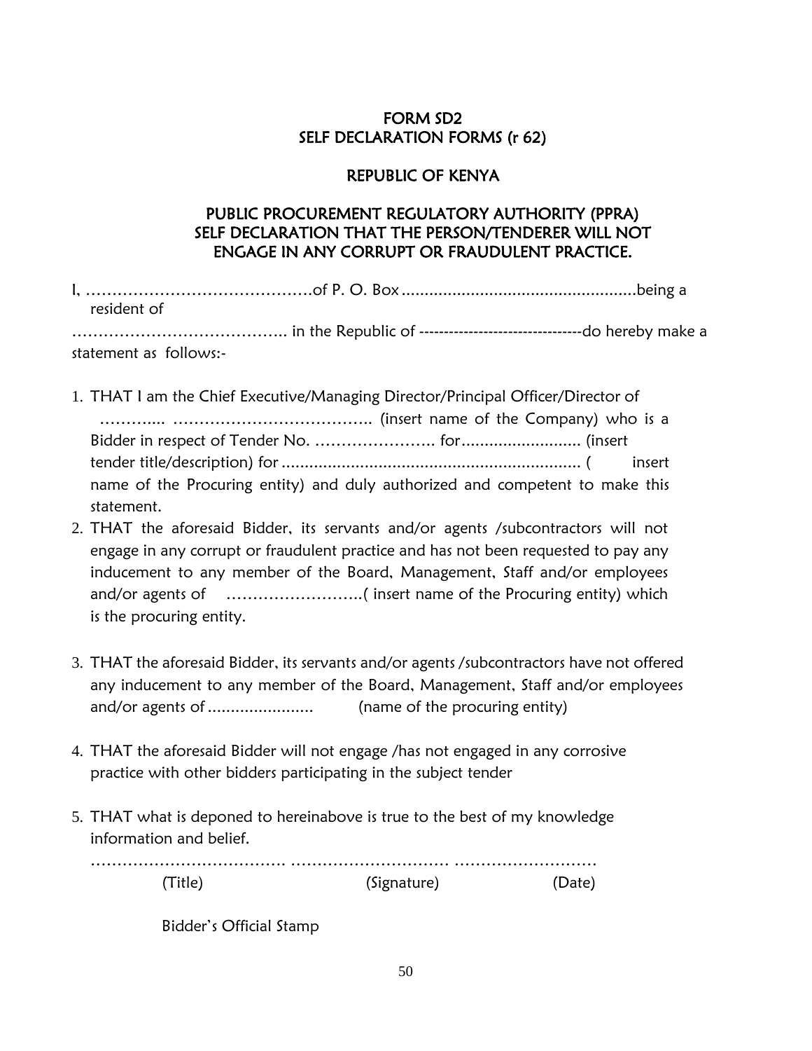# FORM SD2
## SELF DECLARATION FORMS (r 62)

## REPUBLIC OF KENYA

## PUBLIC PROCUREMENT REGULATORY AUTHORITY (PPRA) SELF DECLARATION THAT THE PERSON/TENDERER WILL NOT ENGAGE IN ANY CORRUPT OR FRAUDULENT PRACTICE.

I, ……………………………………of P. O. Box ..................................................being a resident of ………………………………….. in the Republic of --------------------------------do hereby make a statement as follows:-

1. THAT I am the Chief Executive/Managing Director/Principal Officer/Director of ………... ……………………………….. (insert name of the Company) who is a Bidder in respect of Tender No. …………………. for.......................... (insert tender title/description) for ................................................................ ( insert name of the Procuring entity) and duly authorized and competent to make this statement.
2. THAT the aforesaid Bidder, its servants and/or agents /subcontractors will not engage in any corrupt or fraudulent practice and has not been requested to pay any inducement to any member of the Board, Management, Staff and/or employees and/or agents of ……………………..( insert name of the Procuring entity) which is the procuring entity.
3. THAT the aforesaid Bidder, its servants and/or agents /subcontractors have not offered any inducement to any member of the Board, Management, Staff and/or employees and/or agents of ...................... (name of the procuring entity)
4. THAT the aforesaid Bidder will not engage /has not engaged in any corrosive practice with other bidders participating in the subject tender
5. THAT what is deponed to hereinabove is true to the best of my knowledge information and belief.

………………………………. ………………………… ………………………

(Title) (Signature) (Date)

Bidder's Official Stamp